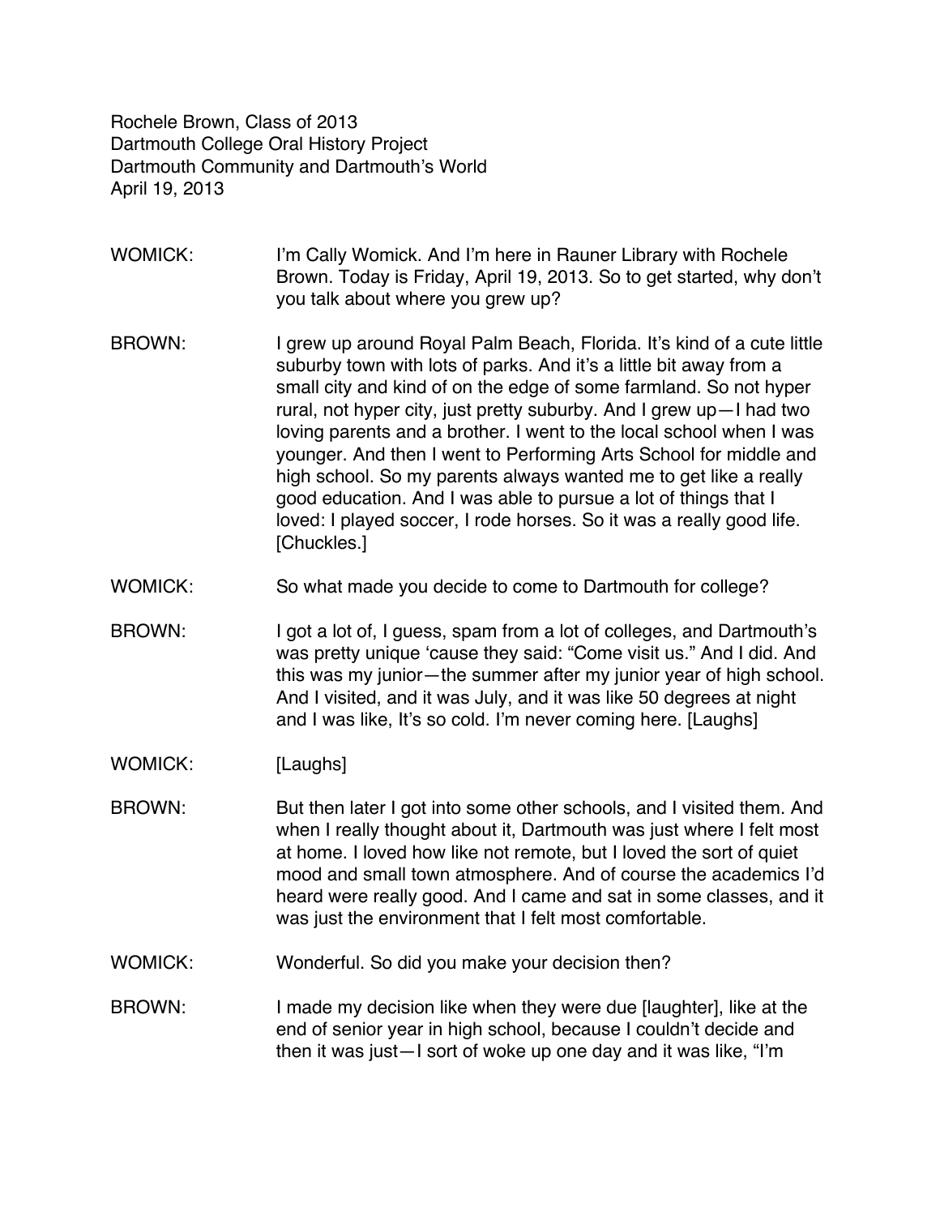Rochele Brown, Class of 2013
Dartmouth College Oral History Project
Dartmouth Community and Dartmouth's World
April 19, 2013

WOMICK: I'm Cally Womick. And I'm here in Rauner Library with Rochele Brown. Today is Friday, April 19, 2013. So to get started, why don't you talk about where you grew up?

BROWN: I grew up around Royal Palm Beach, Florida. It's kind of a cute little suburby town with lots of parks. And it's a little bit away from a small city and kind of on the edge of some farmland. So not hyper rural, not hyper city, just pretty suburby. And I grew up—I had two loving parents and a brother. I went to the local school when I was younger. And then I went to Performing Arts School for middle and high school. So my parents always wanted me to get like a really good education. And I was able to pursue a lot of things that I loved: I played soccer, I rode horses. So it was a really good life. [Chuckles.]

WOMICK: So what made you decide to come to Dartmouth for college?

BROWN: I got a lot of, I guess, spam from a lot of colleges, and Dartmouth's was pretty unique 'cause they said: "Come visit us." And I did. And this was my junior—the summer after my junior year of high school. And I visited, and it was July, and it was like 50 degrees at night and I was like, It's so cold. I'm never coming here. [Laughs]

WOMICK: [Laughs]

BROWN: But then later I got into some other schools, and I visited them. And when I really thought about it, Dartmouth was just where I felt most at home. I loved how like not remote, but I loved the sort of quiet mood and small town atmosphere. And of course the academics I'd heard were really good. And I came and sat in some classes, and it was just the environment that I felt most comfortable.

WOMICK: Wonderful. So did you make your decision then?

BROWN: I made my decision like when they were due [laughter], like at the end of senior year in high school, because I couldn't decide and then it was just—I sort of woke up one day and it was like, "I'm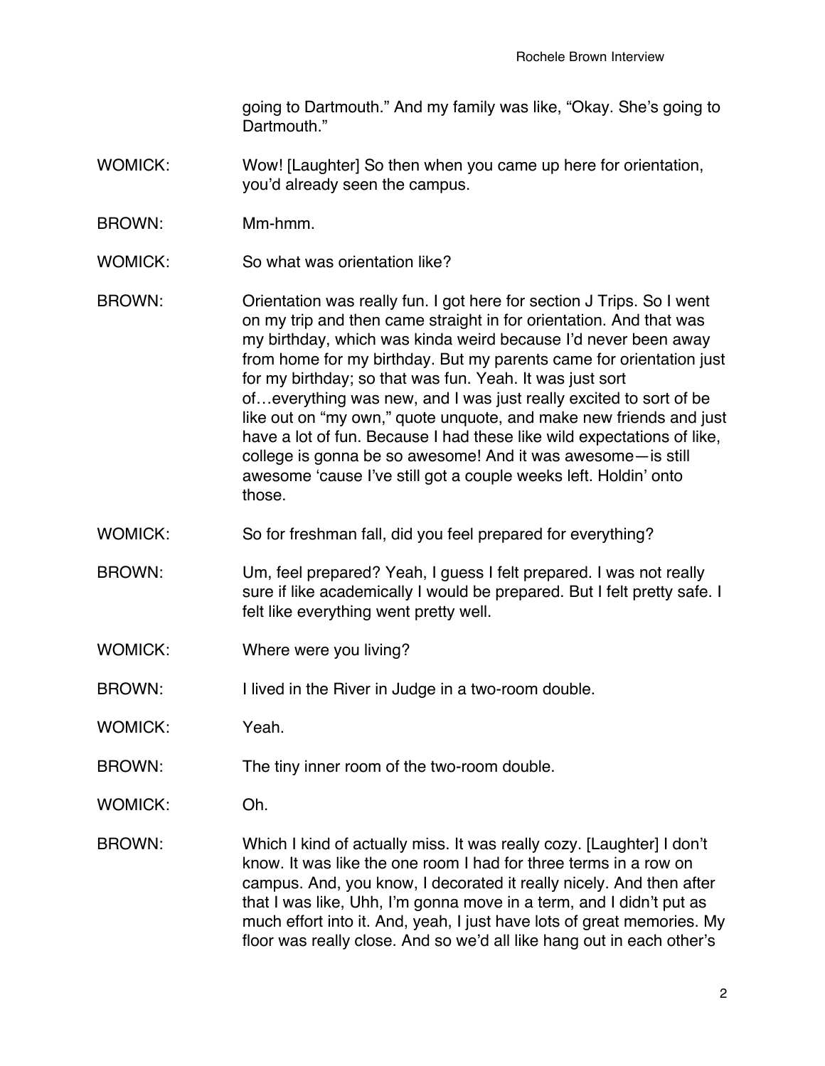going to Dartmouth." And my family was like, "Okay. She's going to Dartmouth."

WOMICK: Wow! [Laughter] So then when you came up here for orientation, you'd already seen the campus.

BROWN: Mm-hmm.

WOMICK: So what was orientation like?

BROWN: Orientation was really fun. I got here for section J Trips. So I went on my trip and then came straight in for orientation. And that was my birthday, which was kinda weird because I'd never been away from home for my birthday. But my parents came for orientation just for my birthday; so that was fun. Yeah. It was just sort of…everything was new, and I was just really excited to sort of be like out on "my own," quote unquote, and make new friends and just have a lot of fun. Because I had these like wild expectations of like, college is gonna be so awesome! And it was awesome—is still awesome 'cause I've still got a couple weeks left. Holdin' onto those.

WOMICK: So for freshman fall, did you feel prepared for everything?

BROWN: Um, feel prepared? Yeah, I guess I felt prepared. I was not really sure if like academically I would be prepared. But I felt pretty safe. I felt like everything went pretty well.

WOMICK: Where were you living?

BROWN: I lived in the River in Judge in a two-room double.

WOMICK: Yeah.

BROWN: The tiny inner room of the two-room double.

WOMICK: Oh.

BROWN: Which I kind of actually miss. It was really cozy. [Laughter] I don't know. It was like the one room I had for three terms in a row on campus. And, you know, I decorated it really nicely. And then after that I was like, Uhh, I'm gonna move in a term, and I didn't put as much effort into it. And, yeah, I just have lots of great memories. My floor was really close. And so we'd all like hang out in each other's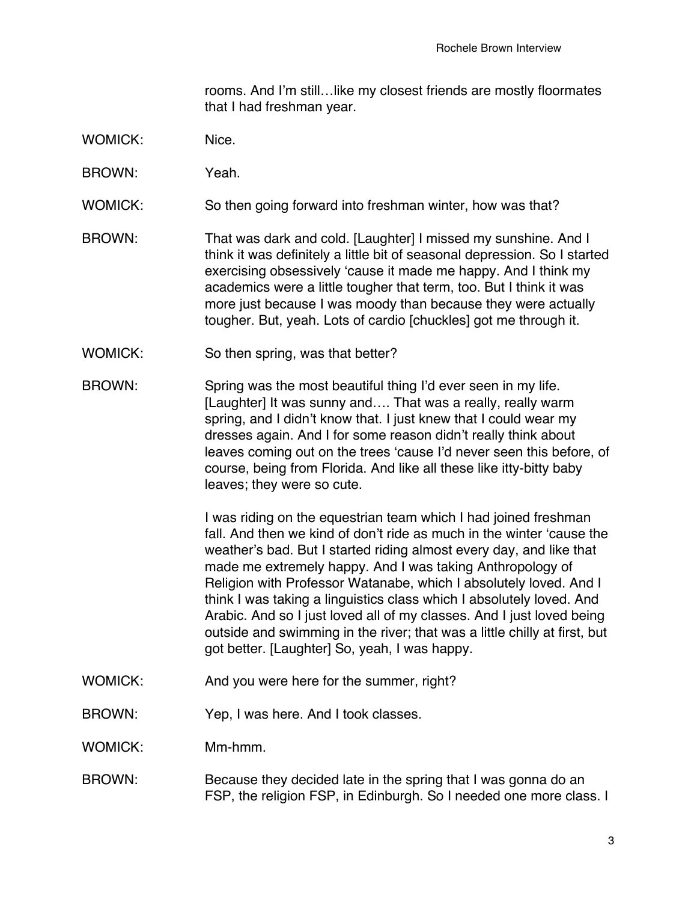rooms. And I'm still…like my closest friends are mostly floormates that I had freshman year.

WOMICK: Nice.

BROWN: Yeah.

WOMICK: So then going forward into freshman winter, how was that?

BROWN: That was dark and cold. [Laughter] I missed my sunshine. And I think it was definitely a little bit of seasonal depression. So I started exercising obsessively 'cause it made me happy. And I think my academics were a little tougher that term, too. But I think it was more just because I was moody than because they were actually tougher. But, yeah. Lots of cardio [chuckles] got me through it.

WOMICK: So then spring, was that better?

BROWN: Spring was the most beautiful thing I'd ever seen in my life. [Laughter] It was sunny and…. That was a really, really warm spring, and I didn't know that. I just knew that I could wear my dresses again. And I for some reason didn't really think about leaves coming out on the trees 'cause I'd never seen this before, of course, being from Florida. And like all these like itty-bitty baby leaves; they were so cute.

I was riding on the equestrian team which I had joined freshman fall. And then we kind of don't ride as much in the winter 'cause the weather's bad. But I started riding almost every day, and like that made me extremely happy. And I was taking Anthropology of Religion with Professor Watanabe, which I absolutely loved. And I think I was taking a linguistics class which I absolutely loved. And Arabic. And so I just loved all of my classes. And I just loved being outside and swimming in the river; that was a little chilly at first, but got better. [Laughter] So, yeah, I was happy.

WOMICK: And you were here for the summer, right?

BROWN: Yep, I was here. And I took classes.

WOMICK: Mm-hmm.

BROWN: Because they decided late in the spring that I was gonna do an FSP, the religion FSP, in Edinburgh. So I needed one more class. I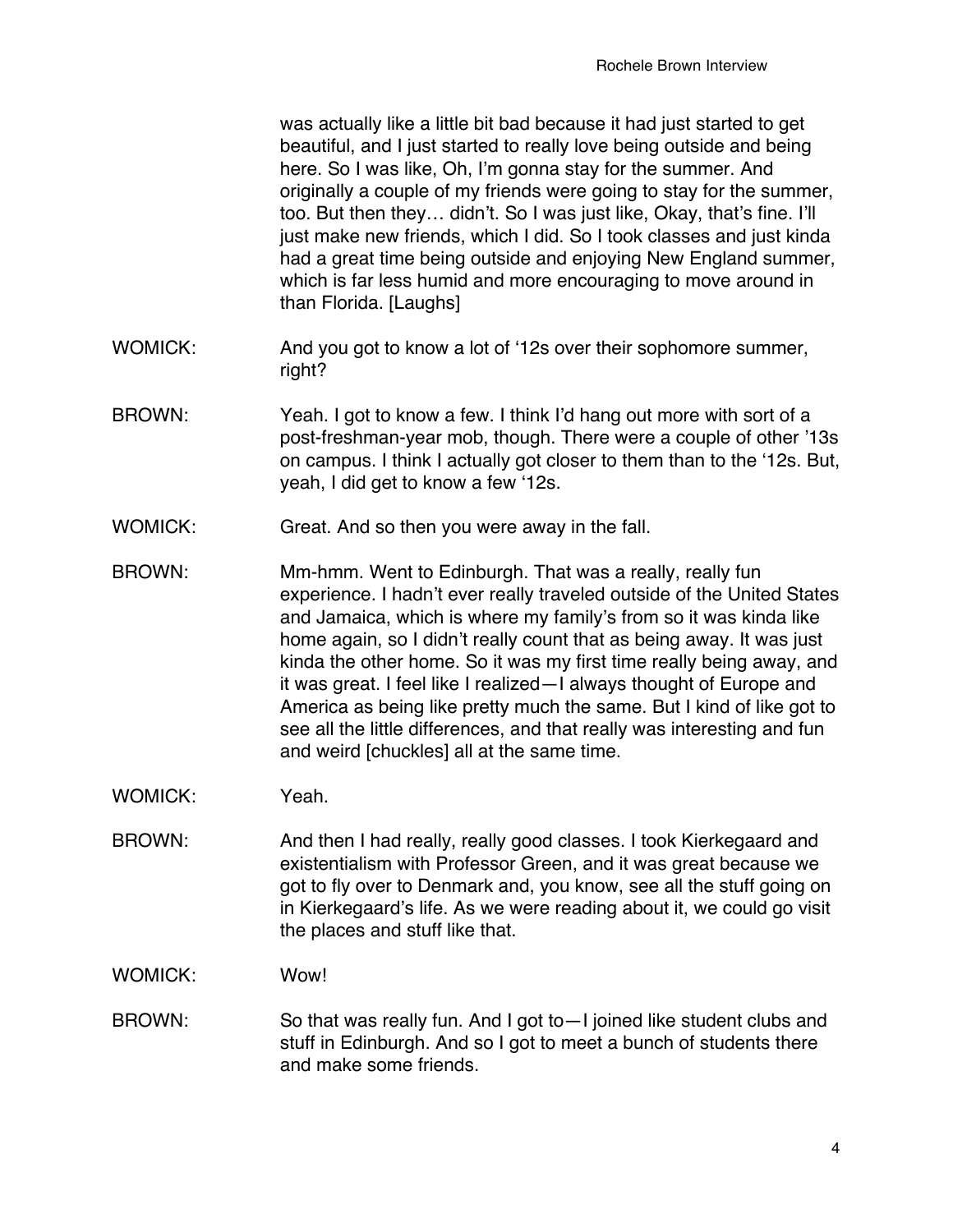was actually like a little bit bad because it had just started to get beautiful, and I just started to really love being outside and being here. So I was like, Oh, I'm gonna stay for the summer. And originally a couple of my friends were going to stay for the summer, too. But then they… didn't. So I was just like, Okay, that's fine. I'll just make new friends, which I did. So I took classes and just kinda had a great time being outside and enjoying New England summer, which is far less humid and more encouraging to move around in than Florida. [Laughs]

WOMICK: And you got to know a lot of '12s over their sophomore summer, right?

BROWN: Yeah. I got to know a few. I think I'd hang out more with sort of a post-freshman-year mob, though. There were a couple of other '13s on campus. I think I actually got closer to them than to the '12s. But, yeah, I did get to know a few '12s.

WOMICK: Great. And so then you were away in the fall.

BROWN: Mm-hmm. Went to Edinburgh. That was a really, really fun experience. I hadn't ever really traveled outside of the United States and Jamaica, which is where my family's from so it was kinda like home again, so I didn't really count that as being away. It was just kinda the other home. So it was my first time really being away, and it was great. I feel like I realized—I always thought of Europe and America as being like pretty much the same. But I kind of like got to see all the little differences, and that really was interesting and fun and weird [chuckles] all at the same time.

WOMICK: Yeah.

BROWN: And then I had really, really good classes. I took Kierkegaard and existentialism with Professor Green, and it was great because we got to fly over to Denmark and, you know, see all the stuff going on in Kierkegaard's life. As we were reading about it, we could go visit the places and stuff like that.

WOMICK: Wow!

BROWN: So that was really fun. And I got to—I joined like student clubs and stuff in Edinburgh. And so I got to meet a bunch of students there and make some friends.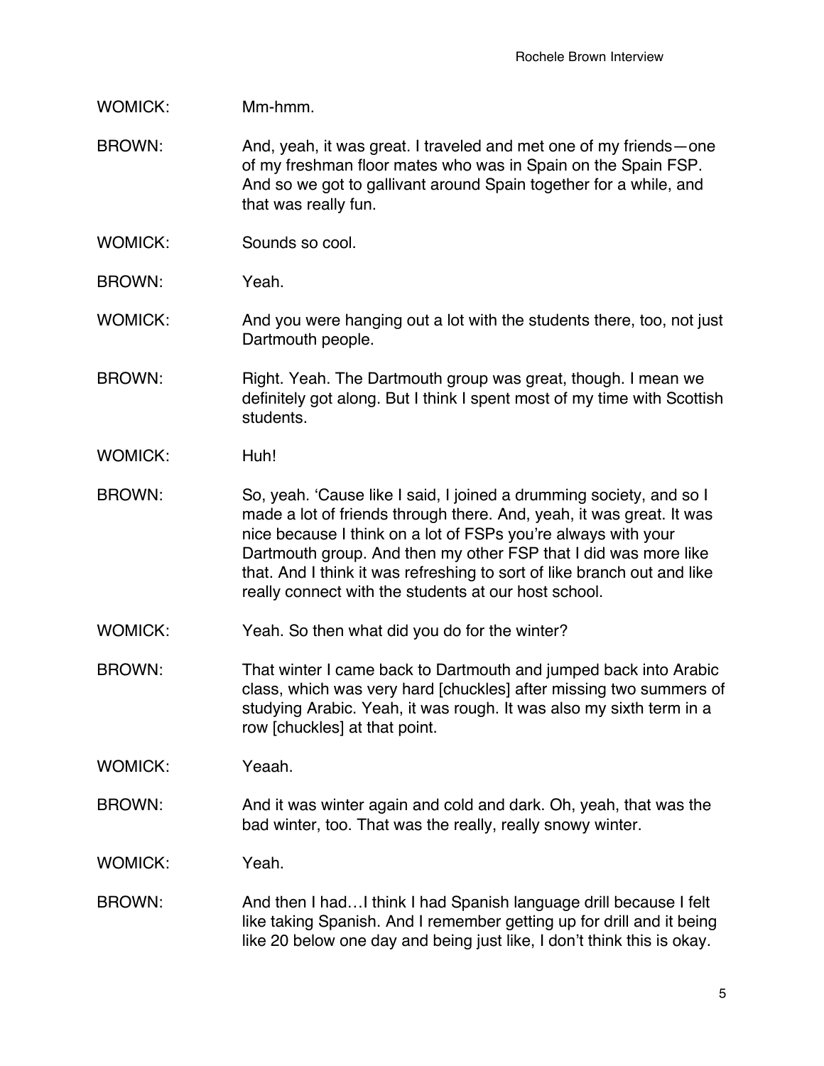WOMICK: Mm-hmm.

BROWN: And, yeah, it was great. I traveled and met one of my friends—one of my freshman floor mates who was in Spain on the Spain FSP. And so we got to gallivant around Spain together for a while, and that was really fun.

WOMICK: Sounds so cool.

BROWN: Yeah.

WOMICK: And you were hanging out a lot with the students there, too, not just Dartmouth people.

BROWN: Right. Yeah. The Dartmouth group was great, though. I mean we definitely got along. But I think I spent most of my time with Scottish students.

WOMICK: Huh!

BROWN: So, yeah. 'Cause like I said, I joined a drumming society, and so I made a lot of friends through there. And, yeah, it was great. It was nice because I think on a lot of FSPs you're always with your Dartmouth group. And then my other FSP that I did was more like that. And I think it was refreshing to sort of like branch out and like really connect with the students at our host school.

WOMICK: Yeah. So then what did you do for the winter?

BROWN: That winter I came back to Dartmouth and jumped back into Arabic class, which was very hard [chuckles] after missing two summers of studying Arabic. Yeah, it was rough. It was also my sixth term in a row [chuckles] at that point.

WOMICK: Yeaah.

BROWN: And it was winter again and cold and dark. Oh, yeah, that was the bad winter, too. That was the really, really snowy winter.

WOMICK: Yeah.

BROWN: And then I had…I think I had Spanish language drill because I felt like taking Spanish. And I remember getting up for drill and it being like 20 below one day and being just like, I don't think this is okay.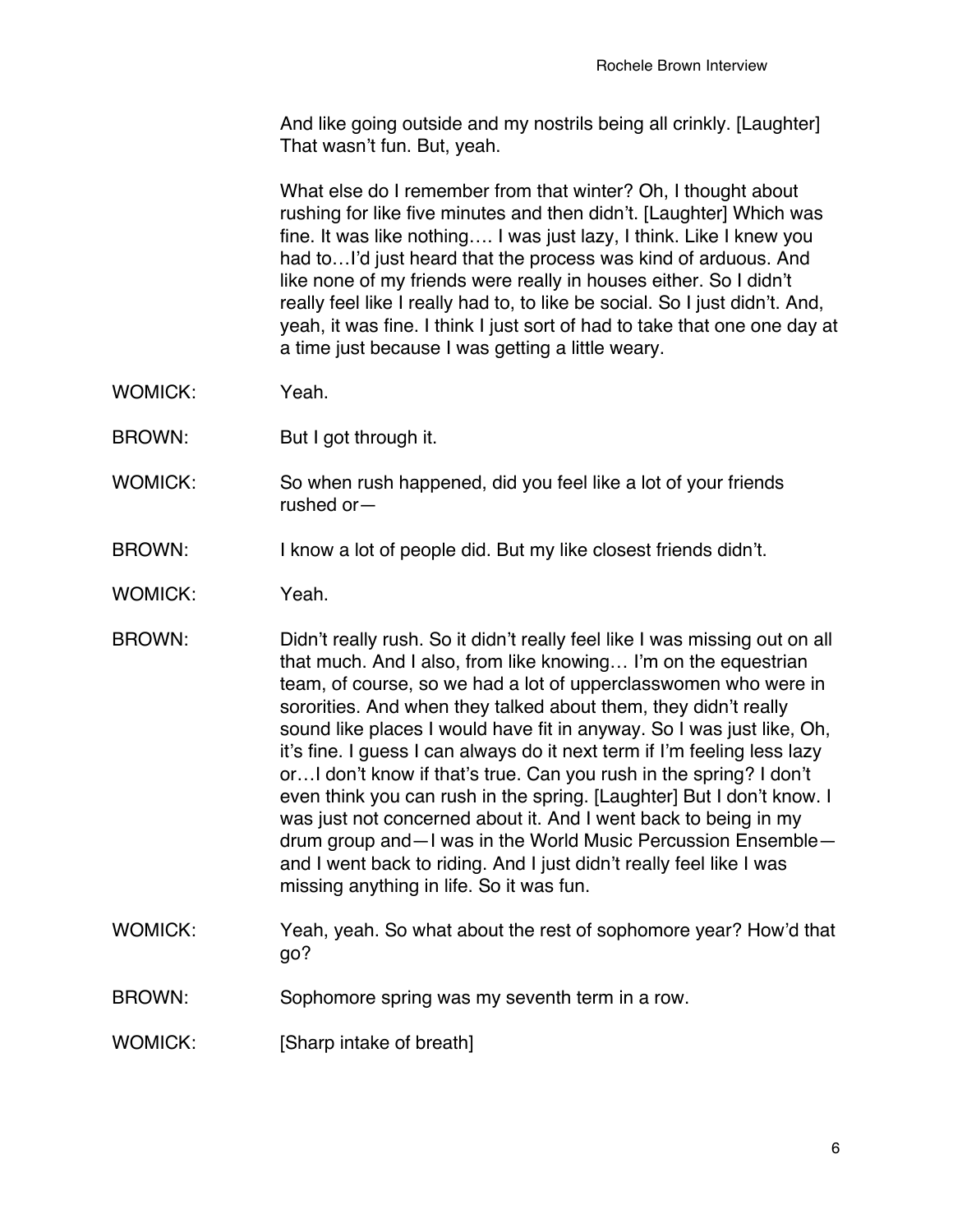And like going outside and my nostrils being all crinkly. [Laughter] That wasn't fun. But, yeah.

What else do I remember from that winter? Oh, I thought about rushing for like five minutes and then didn't. [Laughter] Which was fine. It was like nothing…. I was just lazy, I think. Like I knew you had to…I'd just heard that the process was kind of arduous. And like none of my friends were really in houses either. So I didn't really feel like I really had to, to like be social. So I just didn't. And, yeah, it was fine. I think I just sort of had to take that one one day at a time just because I was getting a little weary.

WOMICK: Yeah.

BROWN: But I got through it.

WOMICK: So when rush happened, did you feel like a lot of your friends rushed or—

BROWN: I know a lot of people did. But my like closest friends didn't.

WOMICK: Yeah.

BROWN: Didn't really rush. So it didn't really feel like I was missing out on all that much. And I also, from like knowing… I'm on the equestrian team, of course, so we had a lot of upperclasswomen who were in sororities. And when they talked about them, they didn't really sound like places I would have fit in anyway. So I was just like, Oh, it's fine. I guess I can always do it next term if I'm feeling less lazy or…I don't know if that's true. Can you rush in the spring? I don't even think you can rush in the spring. [Laughter] But I don't know. I was just not concerned about it. And I went back to being in my drum group and—I was in the World Music Percussion Ensemble—and I went back to riding. And I just didn't really feel like I was missing anything in life. So it was fun.

WOMICK: Yeah, yeah. So what about the rest of sophomore year? How'd that go?

BROWN: Sophomore spring was my seventh term in a row.

WOMICK: [Sharp intake of breath]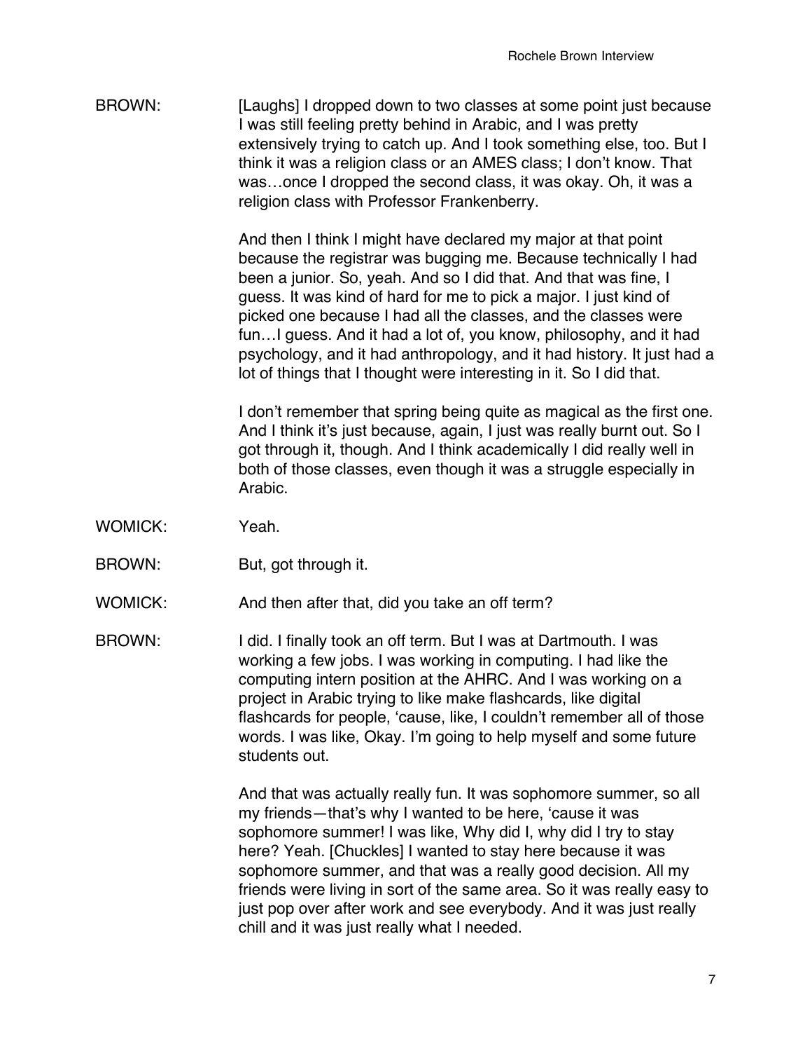BROWN: [Laughs] I dropped down to two classes at some point just because I was still feeling pretty behind in Arabic, and I was pretty extensively trying to catch up. And I took something else, too. But I think it was a religion class or an AMES class; I don't know. That was…once I dropped the second class, it was okay. Oh, it was a religion class with Professor Frankenberry.

And then I think I might have declared my major at that point because the registrar was bugging me. Because technically I had been a junior. So, yeah. And so I did that. And that was fine, I guess. It was kind of hard for me to pick a major. I just kind of picked one because I had all the classes, and the classes were fun…I guess. And it had a lot of, you know, philosophy, and it had psychology, and it had anthropology, and it had history. It just had a lot of things that I thought were interesting in it. So I did that.

I don't remember that spring being quite as magical as the first one. And I think it's just because, again, I just was really burnt out. So I got through it, though. And I think academically I did really well in both of those classes, even though it was a struggle especially in Arabic.

WOMICK: Yeah.

BROWN: But, got through it.

WOMICK: And then after that, did you take an off term?

BROWN: I did. I finally took an off term. But I was at Dartmouth. I was working a few jobs. I was working in computing. I had like the computing intern position at the AHRC. And I was working on a project in Arabic trying to like make flashcards, like digital flashcards for people, 'cause, like, I couldn't remember all of those words. I was like, Okay. I'm going to help myself and some future students out.

And that was actually really fun. It was sophomore summer, so all my friends—that's why I wanted to be here, 'cause it was sophomore summer! I was like, Why did I, why did I try to stay here? Yeah. [Chuckles] I wanted to stay here because it was sophomore summer, and that was a really good decision. All my friends were living in sort of the same area. So it was really easy to just pop over after work and see everybody. And it was just really chill and it was just really what I needed.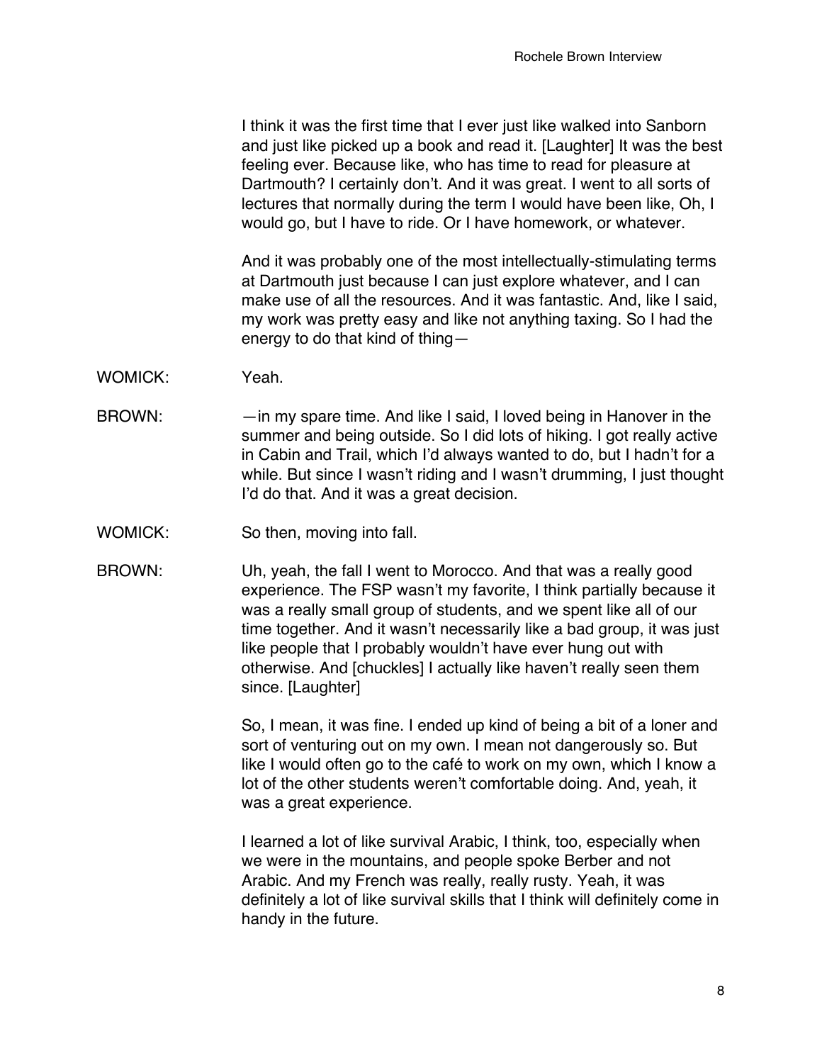I think it was the first time that I ever just like walked into Sanborn and just like picked up a book and read it. [Laughter] It was the best feeling ever. Because like, who has time to read for pleasure at Dartmouth? I certainly don't. And it was great. I went to all sorts of lectures that normally during the term I would have been like, Oh, I would go, but I have to ride. Or I have homework, or whatever.

And it was probably one of the most intellectually-stimulating terms at Dartmouth just because I can just explore whatever, and I can make use of all the resources. And it was fantastic. And, like I said, my work was pretty easy and like not anything taxing. So I had the energy to do that kind of thing—

WOMICK: Yeah.

BROWN: —in my spare time. And like I said, I loved being in Hanover in the summer and being outside. So I did lots of hiking. I got really active in Cabin and Trail, which I'd always wanted to do, but I hadn't for a while. But since I wasn't riding and I wasn't drumming, I just thought I'd do that. And it was a great decision.

WOMICK: So then, moving into fall.

BROWN: Uh, yeah, the fall I went to Morocco. And that was a really good experience. The FSP wasn't my favorite, I think partially because it was a really small group of students, and we spent like all of our time together. And it wasn't necessarily like a bad group, it was just like people that I probably wouldn't have ever hung out with otherwise. And [chuckles] I actually like haven't really seen them since. [Laughter]

So, I mean, it was fine. I ended up kind of being a bit of a loner and sort of venturing out on my own. I mean not dangerously so. But like I would often go to the café to work on my own, which I know a lot of the other students weren't comfortable doing. And, yeah, it was a great experience.

I learned a lot of like survival Arabic, I think, too, especially when we were in the mountains, and people spoke Berber and not Arabic. And my French was really, really rusty. Yeah, it was definitely a lot of like survival skills that I think will definitely come in handy in the future.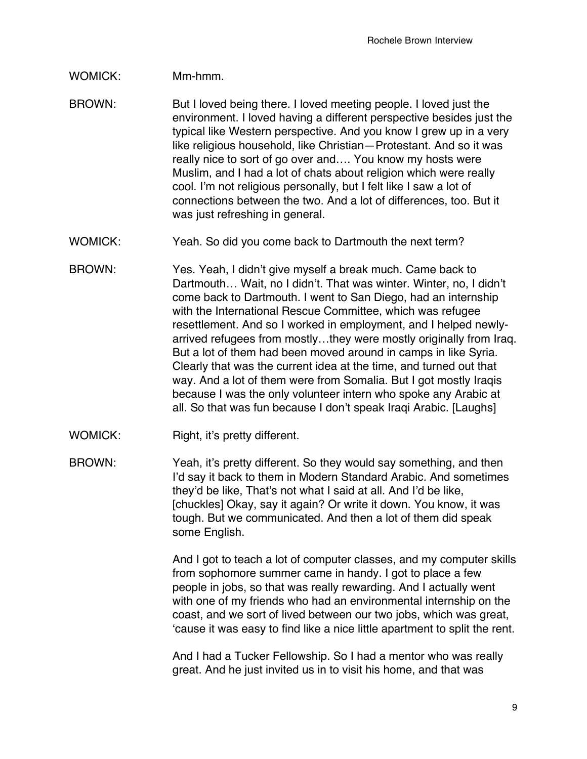WOMICK: Mm-hmm.

BROWN: But I loved being there. I loved meeting people. I loved just the environment. I loved having a different perspective besides just the typical like Western perspective. And you know I grew up in a very like religious household, like Christian—Protestant. And so it was really nice to sort of go over and…. You know my hosts were Muslim, and I had a lot of chats about religion which were really cool. I'm not religious personally, but I felt like I saw a lot of connections between the two. And a lot of differences, too. But it was just refreshing in general.

WOMICK: Yeah. So did you come back to Dartmouth the next term?

BROWN: Yes. Yeah, I didn't give myself a break much. Came back to Dartmouth… Wait, no I didn't. That was winter. Winter, no, I didn't come back to Dartmouth. I went to San Diego, had an internship with the International Rescue Committee, which was refugee resettlement. And so I worked in employment, and I helped newly-arrived refugees from mostly…they were mostly originally from Iraq. But a lot of them had been moved around in camps in like Syria. Clearly that was the current idea at the time, and turned out that way. And a lot of them were from Somalia. But I got mostly Iraqis because I was the only volunteer intern who spoke any Arabic at all. So that was fun because I don't speak Iraqi Arabic. [Laughs]

WOMICK: Right, it's pretty different.

BROWN: Yeah, it's pretty different. So they would say something, and then I'd say it back to them in Modern Standard Arabic. And sometimes they'd be like, That's not what I said at all. And I'd be like, [chuckles] Okay, say it again? Or write it down. You know, it was tough. But we communicated. And then a lot of them did speak some English.

And I got to teach a lot of computer classes, and my computer skills from sophomore summer came in handy. I got to place a few people in jobs, so that was really rewarding. And I actually went with one of my friends who had an environmental internship on the coast, and we sort of lived between our two jobs, which was great, 'cause it was easy to find like a nice little apartment to split the rent.

And I had a Tucker Fellowship. So I had a mentor who was really great. And he just invited us in to visit his home, and that was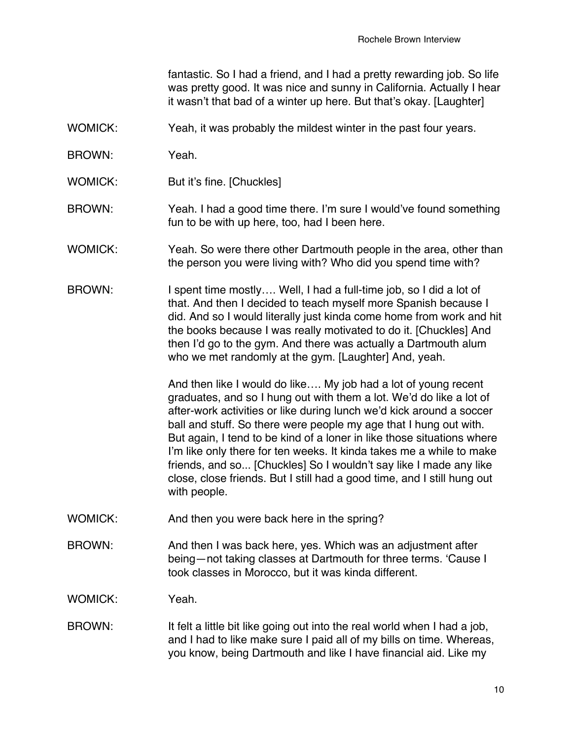fantastic. So I had a friend, and I had a pretty rewarding job. So life was pretty good. It was nice and sunny in California. Actually I hear it wasn't that bad of a winter up here. But that's okay. [Laughter]

WOMICK: Yeah, it was probably the mildest winter in the past four years.

BROWN: Yeah.

WOMICK: But it's fine. [Chuckles]

BROWN: Yeah. I had a good time there. I'm sure I would've found something fun to be with up here, too, had I been here.

WOMICK: Yeah. So were there other Dartmouth people in the area, other than the person you were living with? Who did you spend time with?

BROWN: I spent time mostly…. Well, I had a full-time job, so I did a lot of that. And then I decided to teach myself more Spanish because I did. And so I would literally just kinda come home from work and hit the books because I was really motivated to do it. [Chuckles] And then I'd go to the gym. And there was actually a Dartmouth alum who we met randomly at the gym. [Laughter] And, yeah.

And then like I would do like…. My job had a lot of young recent graduates, and so I hung out with them a lot. We'd do like a lot of after-work activities or like during lunch we'd kick around a soccer ball and stuff. So there were people my age that I hung out with. But again, I tend to be kind of a loner in like those situations where I'm like only there for ten weeks. It kinda takes me a while to make friends, and so... [Chuckles] So I wouldn't say like I made any like close, close friends. But I still had a good time, and I still hung out with people.

WOMICK: And then you were back here in the spring?

BROWN: And then I was back here, yes. Which was an adjustment after being—not taking classes at Dartmouth for three terms. 'Cause I took classes in Morocco, but it was kinda different.

WOMICK: Yeah.

BROWN: It felt a little bit like going out into the real world when I had a job, and I had to like make sure I paid all of my bills on time. Whereas, you know, being Dartmouth and like I have financial aid. Like my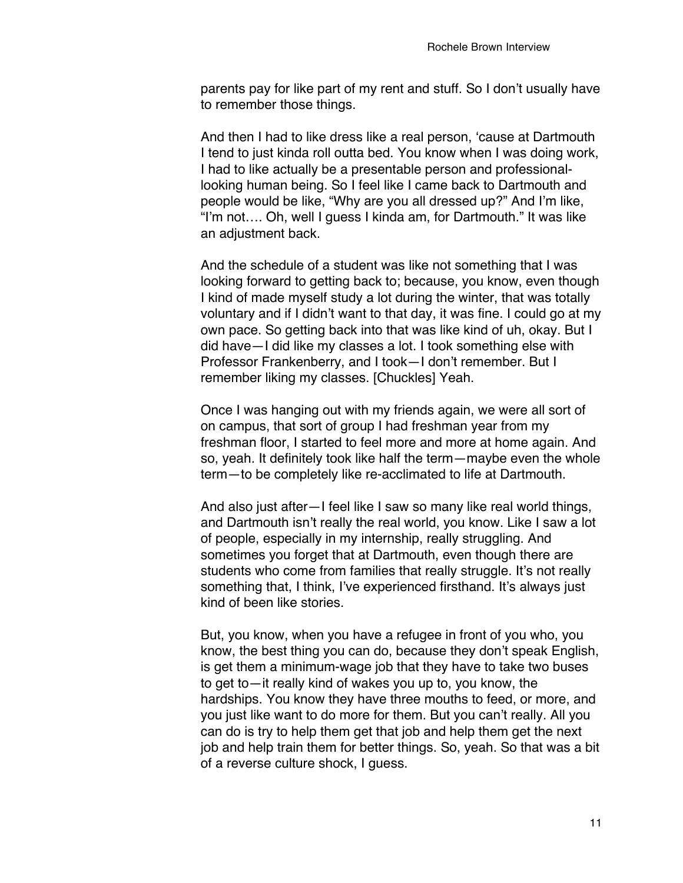parents pay for like part of my rent and stuff. So I don't usually have to remember those things.

And then I had to like dress like a real person, 'cause at Dartmouth I tend to just kinda roll outta bed. You know when I was doing work, I had to like actually be a presentable person and professional-looking human being. So I feel like I came back to Dartmouth and people would be like, "Why are you all dressed up?" And I'm like, "I'm not…. Oh, well I guess I kinda am, for Dartmouth." It was like an adjustment back.

And the schedule of a student was like not something that I was looking forward to getting back to; because, you know, even though I kind of made myself study a lot during the winter, that was totally voluntary and if I didn't want to that day, it was fine. I could go at my own pace. So getting back into that was like kind of uh, okay. But I did have—I did like my classes a lot. I took something else with Professor Frankenberry, and I took—I don't remember. But I remember liking my classes. [Chuckles] Yeah.

Once I was hanging out with my friends again, we were all sort of on campus, that sort of group I had freshman year from my freshman floor, I started to feel more and more at home again. And so, yeah. It definitely took like half the term—maybe even the whole term—to be completely like re-acclimated to life at Dartmouth.

And also just after—I feel like I saw so many like real world things, and Dartmouth isn't really the real world, you know. Like I saw a lot of people, especially in my internship, really struggling. And sometimes you forget that at Dartmouth, even though there are students who come from families that really struggle. It's not really something that, I think, I've experienced firsthand. It's always just kind of been like stories.

But, you know, when you have a refugee in front of you who, you know, the best thing you can do, because they don't speak English, is get them a minimum-wage job that they have to take two buses to get to—it really kind of wakes you up to, you know, the hardships. You know they have three mouths to feed, or more, and you just like want to do more for them. But you can't really. All you can do is try to help them get that job and help them get the next job and help train them for better things. So, yeah. So that was a bit of a reverse culture shock, I guess.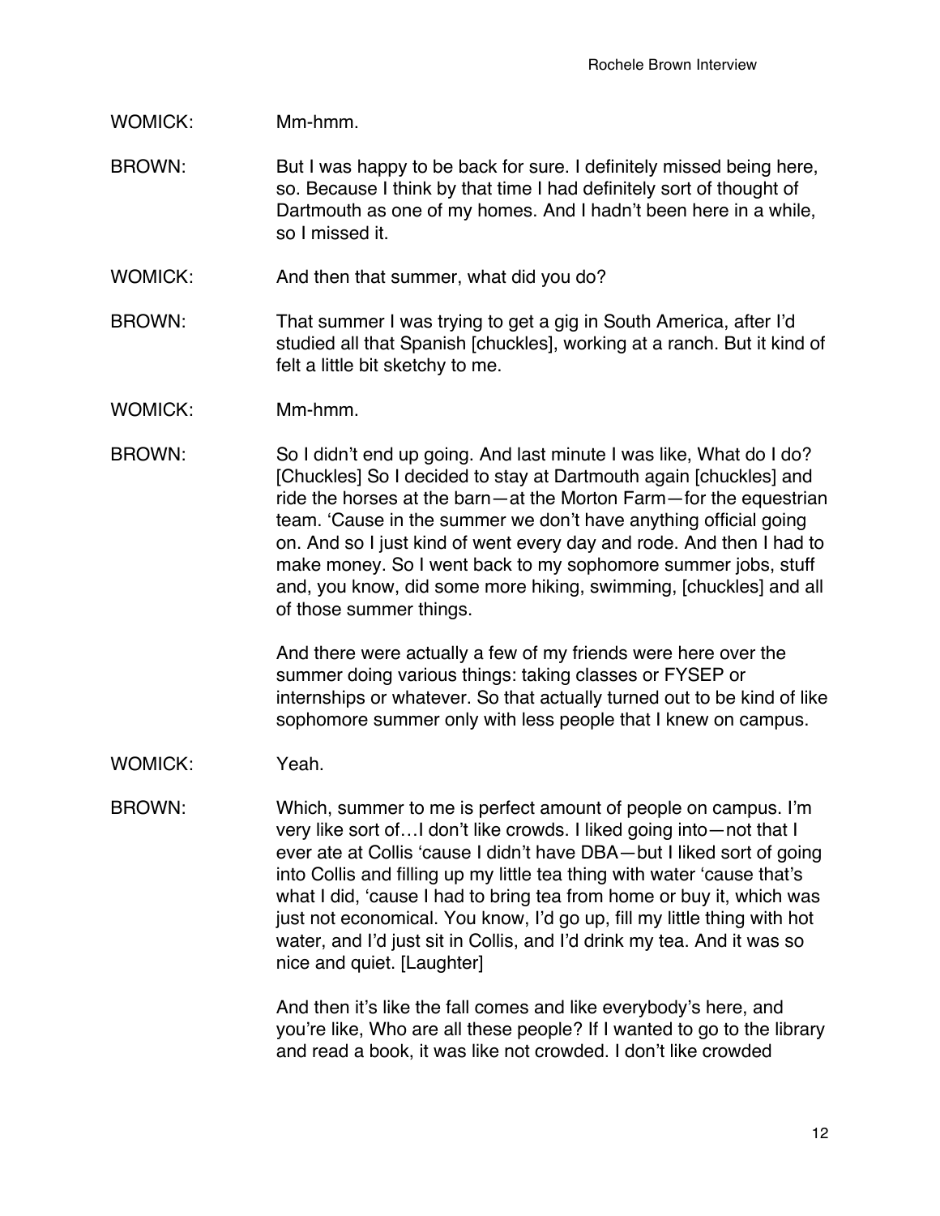WOMICK: Mm-hmm.

BROWN: But I was happy to be back for sure. I definitely missed being here, so. Because I think by that time I had definitely sort of thought of Dartmouth as one of my homes. And I hadn't been here in a while, so I missed it.

WOMICK: And then that summer, what did you do?

BROWN: That summer I was trying to get a gig in South America, after I'd studied all that Spanish [chuckles], working at a ranch. But it kind of felt a little bit sketchy to me.

WOMICK: Mm-hmm.

BROWN: So I didn't end up going. And last minute I was like, What do I do? [Chuckles] So I decided to stay at Dartmouth again [chuckles] and ride the horses at the barn—at the Morton Farm—for the equestrian team. 'Cause in the summer we don't have anything official going on. And so I just kind of went every day and rode. And then I had to make money. So I went back to my sophomore summer jobs, stuff and, you know, did some more hiking, swimming, [chuckles] and all of those summer things.

And there were actually a few of my friends were here over the summer doing various things: taking classes or FYSEP or internships or whatever. So that actually turned out to be kind of like sophomore summer only with less people that I knew on campus.

WOMICK: Yeah.

BROWN: Which, summer to me is perfect amount of people on campus. I'm very like sort of…I don't like crowds. I liked going into—not that I ever ate at Collis 'cause I didn't have DBA—but I liked sort of going into Collis and filling up my little tea thing with water 'cause that's what I did, 'cause I had to bring tea from home or buy it, which was just not economical. You know, I'd go up, fill my little thing with hot water, and I'd just sit in Collis, and I'd drink my tea. And it was so nice and quiet. [Laughter]

And then it's like the fall comes and like everybody's here, and you're like, Who are all these people? If I wanted to go to the library and read a book, it was like not crowded. I don't like crowded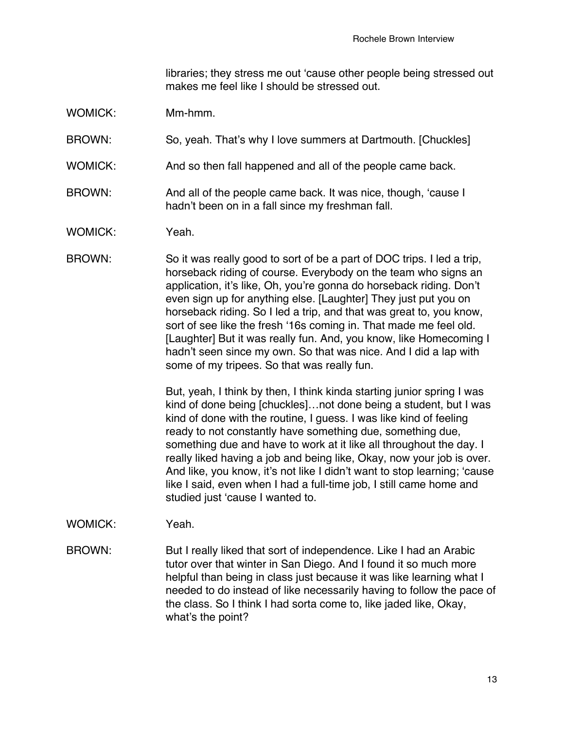libraries; they stress me out 'cause other people being stressed out makes me feel like I should be stressed out.

WOMICK: Mm-hmm.

BROWN: So, yeah. That's why I love summers at Dartmouth. [Chuckles]

WOMICK: And so then fall happened and all of the people came back.

BROWN: And all of the people came back. It was nice, though, 'cause I hadn't been on in a fall since my freshman fall.

WOMICK: Yeah.

BROWN: So it was really good to sort of be a part of DOC trips. I led a trip, horseback riding of course. Everybody on the team who signs an application, it's like, Oh, you're gonna do horseback riding. Don't even sign up for anything else. [Laughter] They just put you on horseback riding. So I led a trip, and that was great to, you know, sort of see like the fresh '16s coming in. That made me feel old. [Laughter] But it was really fun. And, you know, like Homecoming I hadn't seen since my own. So that was nice. And I did a lap with some of my tripees. So that was really fun.

But, yeah, I think by then, I think kinda starting junior spring I was kind of done being [chuckles]…not done being a student, but I was kind of done with the routine, I guess. I was like kind of feeling ready to not constantly have something due, something due, something due and have to work at it like all throughout the day. I really liked having a job and being like, Okay, now your job is over. And like, you know, it's not like I didn't want to stop learning; 'cause like I said, even when I had a full-time job, I still came home and studied just 'cause I wanted to.

WOMICK: Yeah.

BROWN: But I really liked that sort of independence. Like I had an Arabic tutor over that winter in San Diego. And I found it so much more helpful than being in class just because it was like learning what I needed to do instead of like necessarily having to follow the pace of the class. So I think I had sorta come to, like jaded like, Okay, what's the point?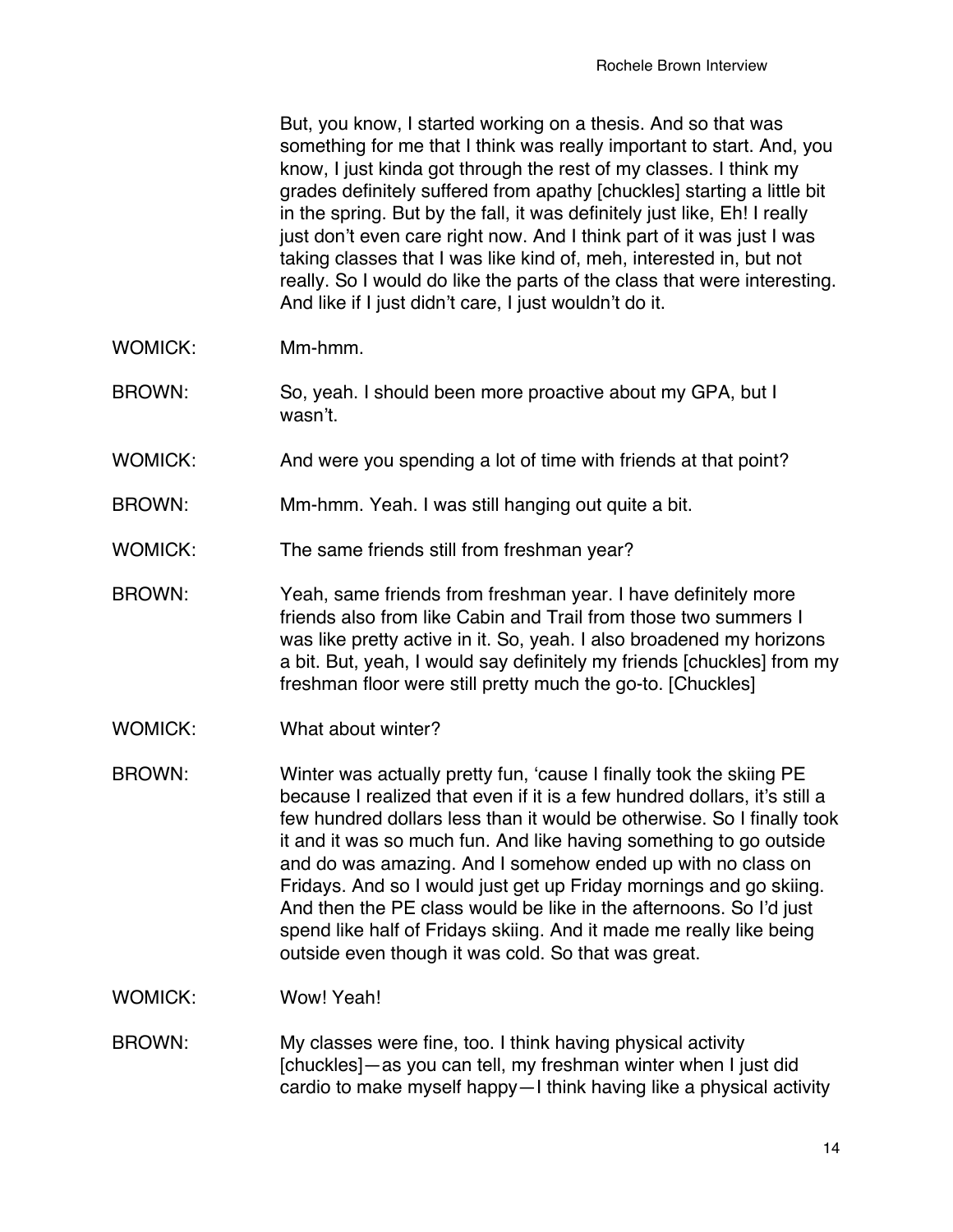But, you know, I started working on a thesis. And so that was something for me that I think was really important to start. And, you know, I just kinda got through the rest of my classes. I think my grades definitely suffered from apathy [chuckles] starting a little bit in the spring. But by the fall, it was definitely just like, Eh! I really just don't even care right now. And I think part of it was just I was taking classes that I was like kind of, meh, interested in, but not really. So I would do like the parts of the class that were interesting. And like if I just didn't care, I just wouldn't do it.

WOMICK: Mm-hmm.

BROWN: So, yeah. I should been more proactive about my GPA, but I wasn't.

WOMICK: And were you spending a lot of time with friends at that point?

BROWN: Mm-hmm. Yeah. I was still hanging out quite a bit.

WOMICK: The same friends still from freshman year?

BROWN: Yeah, same friends from freshman year. I have definitely more friends also from like Cabin and Trail from those two summers I was like pretty active in it. So, yeah. I also broadened my horizons a bit. But, yeah, I would say definitely my friends [chuckles] from my freshman floor were still pretty much the go-to. [Chuckles]

WOMICK: What about winter?

BROWN: Winter was actually pretty fun, 'cause I finally took the skiing PE because I realized that even if it is a few hundred dollars, it's still a few hundred dollars less than it would be otherwise. So I finally took it and it was so much fun. And like having something to go outside and do was amazing. And I somehow ended up with no class on Fridays. And so I would just get up Friday mornings and go skiing. And then the PE class would be like in the afternoons. So I'd just spend like half of Fridays skiing. And it made me really like being outside even though it was cold. So that was great.

WOMICK: Wow! Yeah!

BROWN: My classes were fine, too. I think having physical activity [chuckles]—as you can tell, my freshman winter when I just did cardio to make myself happy—I think having like a physical activity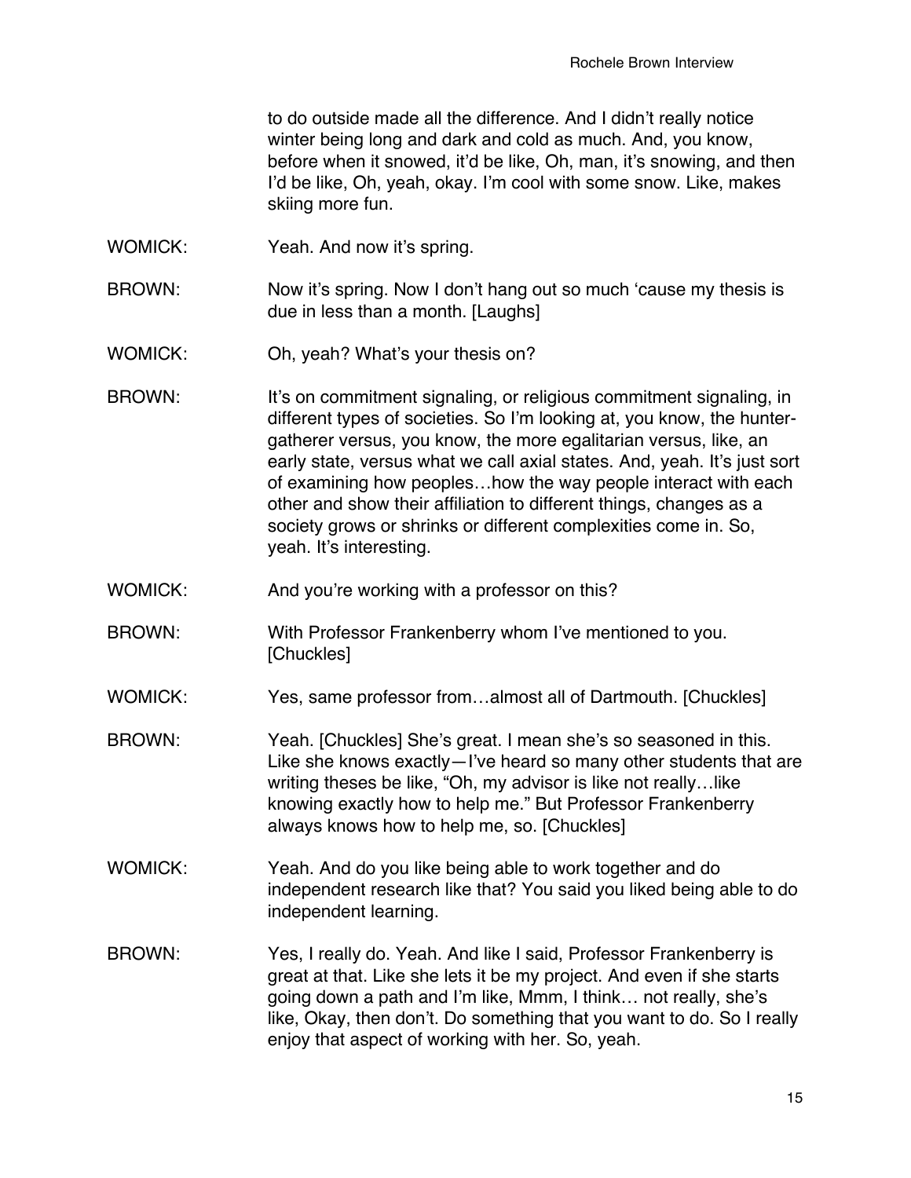to do outside made all the difference. And I didn't really notice winter being long and dark and cold as much. And, you know, before when it snowed, it'd be like, Oh, man, it's snowing, and then I'd be like, Oh, yeah, okay. I'm cool with some snow. Like, makes skiing more fun.

WOMICK: Yeah. And now it's spring.

BROWN: Now it's spring. Now I don't hang out so much 'cause my thesis is due in less than a month. [Laughs]

WOMICK: Oh, yeah? What's your thesis on?

BROWN: It's on commitment signaling, or religious commitment signaling, in different types of societies. So I'm looking at, you know, the hunter-gatherer versus, you know, the more egalitarian versus, like, an early state, versus what we call axial states. And, yeah. It's just sort of examining how peoples…how the way people interact with each other and show their affiliation to different things, changes as a society grows or shrinks or different complexities come in. So, yeah. It's interesting.

WOMICK: And you're working with a professor on this?

BROWN: With Professor Frankenberry whom I've mentioned to you. [Chuckles]

WOMICK: Yes, same professor from…almost all of Dartmouth. [Chuckles]

BROWN: Yeah. [Chuckles] She's great. I mean she's so seasoned in this. Like she knows exactly—I've heard so many other students that are writing theses be like, "Oh, my advisor is like not really…like knowing exactly how to help me." But Professor Frankenberry always knows how to help me, so. [Chuckles]

WOMICK: Yeah. And do you like being able to work together and do independent research like that? You said you liked being able to do independent learning.

BROWN: Yes, I really do. Yeah. And like I said, Professor Frankenberry is great at that. Like she lets it be my project. And even if she starts going down a path and I'm like, Mmm, I think… not really, she's like, Okay, then don't. Do something that you want to do. So I really enjoy that aspect of working with her. So, yeah.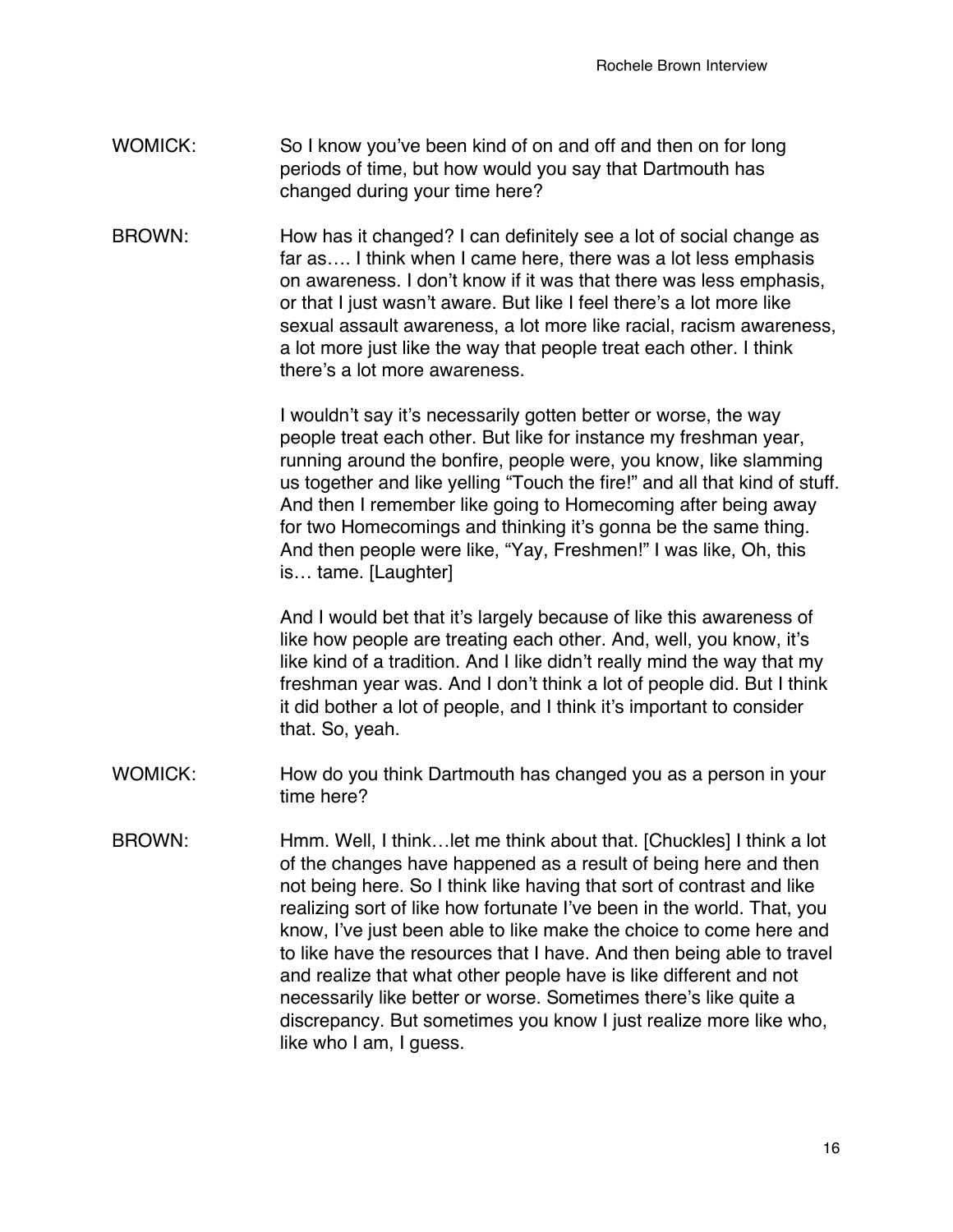WOMICK: So I know you've been kind of on and off and then on for long periods of time, but how would you say that Dartmouth has changed during your time here?

BROWN: How has it changed? I can definitely see a lot of social change as far as…. I think when I came here, there was a lot less emphasis on awareness. I don't know if it was that there was less emphasis, or that I just wasn't aware. But like I feel there's a lot more like sexual assault awareness, a lot more like racial, racism awareness, a lot more just like the way that people treat each other. I think there's a lot more awareness.

I wouldn't say it's necessarily gotten better or worse, the way people treat each other. But like for instance my freshman year, running around the bonfire, people were, you know, like slamming us together and like yelling "Touch the fire!" and all that kind of stuff. And then I remember like going to Homecoming after being away for two Homecomings and thinking it's gonna be the same thing. And then people were like, "Yay, Freshmen!" I was like, Oh, this is… tame. [Laughter]

And I would bet that it's largely because of like this awareness of like how people are treating each other. And, well, you know, it's like kind of a tradition. And I like didn't really mind the way that my freshman year was. And I don't think a lot of people did. But I think it did bother a lot of people, and I think it's important to consider that. So, yeah.

WOMICK: How do you think Dartmouth has changed you as a person in your time here?

BROWN: Hmm. Well, I think…let me think about that. [Chuckles] I think a lot of the changes have happened as a result of being here and then not being here. So I think like having that sort of contrast and like realizing sort of like how fortunate I've been in the world. That, you know, I've just been able to like make the choice to come here and to like have the resources that I have. And then being able to travel and realize that what other people have is like different and not necessarily like better or worse. Sometimes there's like quite a discrepancy. But sometimes you know I just realize more like who, like who I am, I guess.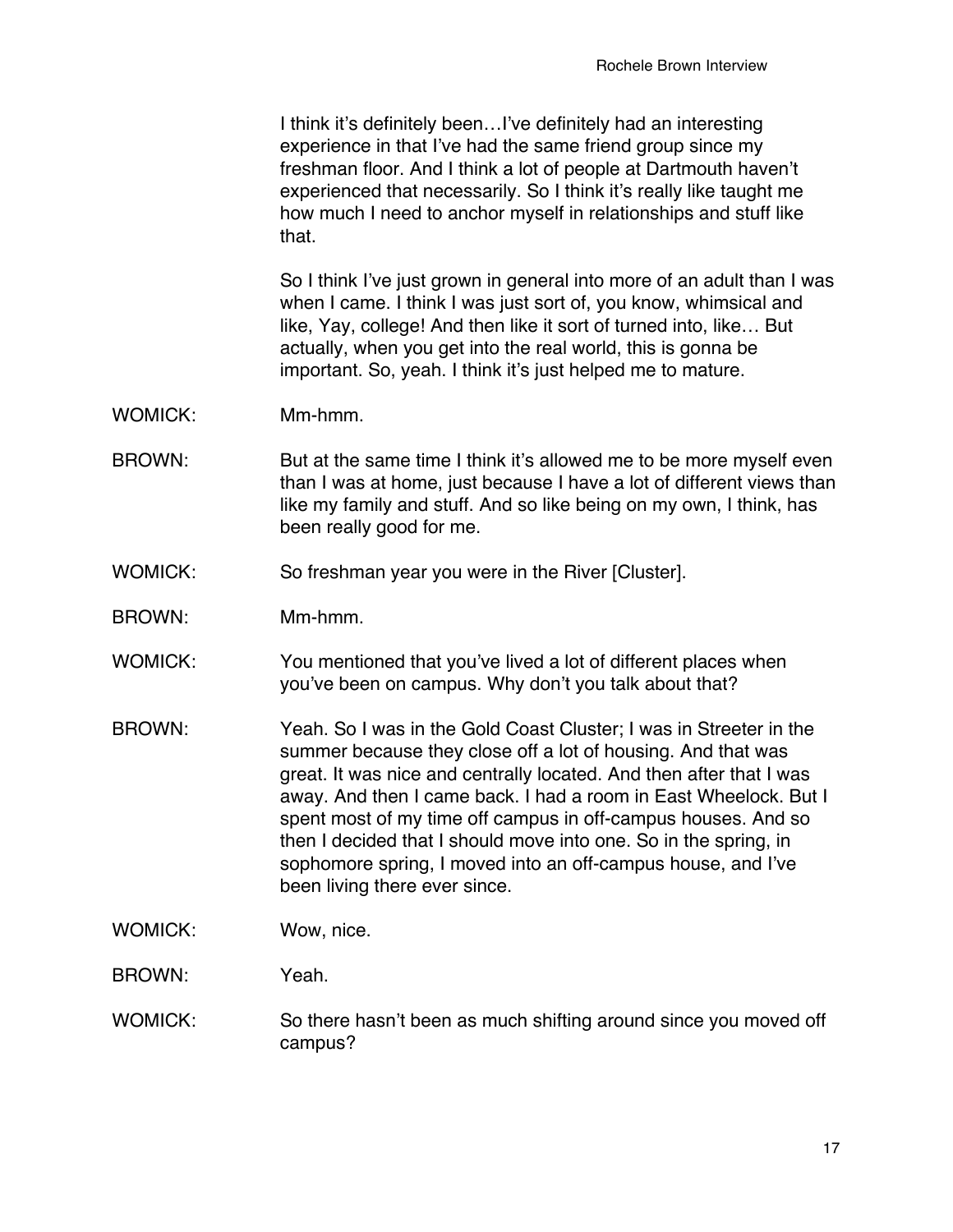I think it's definitely been…I've definitely had an interesting experience in that I've had the same friend group since my freshman floor. And I think a lot of people at Dartmouth haven't experienced that necessarily. So I think it's really like taught me how much I need to anchor myself in relationships and stuff like that.

So I think I've just grown in general into more of an adult than I was when I came. I think I was just sort of, you know, whimsical and like, Yay, college! And then like it sort of turned into, like… But actually, when you get into the real world, this is gonna be important. So, yeah. I think it's just helped me to mature.

WOMICK: Mm-hmm.

BROWN: But at the same time I think it's allowed me to be more myself even than I was at home, just because I have a lot of different views than like my family and stuff. And so like being on my own, I think, has been really good for me.

WOMICK: So freshman year you were in the River [Cluster].

BROWN: Mm-hmm.

WOMICK: You mentioned that you've lived a lot of different places when you've been on campus. Why don't you talk about that?

BROWN: Yeah. So I was in the Gold Coast Cluster; I was in Streeter in the summer because they close off a lot of housing. And that was great. It was nice and centrally located. And then after that I was away. And then I came back. I had a room in East Wheelock. But I spent most of my time off campus in off-campus houses. And so then I decided that I should move into one. So in the spring, in sophomore spring, I moved into an off-campus house, and I've been living there ever since.

WOMICK: Wow, nice.

BROWN: Yeah.

WOMICK: So there hasn't been as much shifting around since you moved off campus?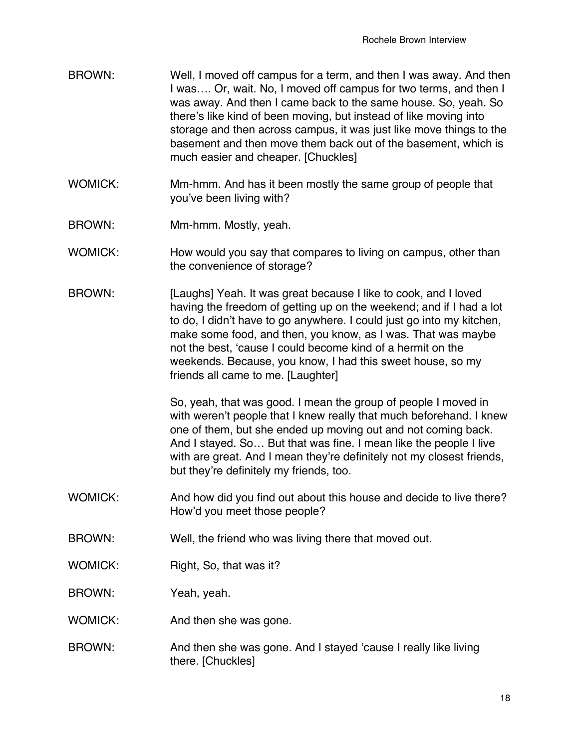BROWN: Well, I moved off campus for a term, and then I was away. And then I was…. Or, wait. No, I moved off campus for two terms, and then I was away. And then I came back to the same house. So, yeah. So there's like kind of been moving, but instead of like moving into storage and then across campus, it was just like move things to the basement and then move them back out of the basement, which is much easier and cheaper. [Chuckles]

WOMICK: Mm-hmm. And has it been mostly the same group of people that you've been living with?

BROWN: Mm-hmm. Mostly, yeah.

WOMICK: How would you say that compares to living on campus, other than the convenience of storage?

BROWN: [Laughs] Yeah. It was great because I like to cook, and I loved having the freedom of getting up on the weekend; and if I had a lot to do, I didn't have to go anywhere. I could just go into my kitchen, make some food, and then, you know, as I was. That was maybe not the best, 'cause I could become kind of a hermit on the weekends. Because, you know, I had this sweet house, so my friends all came to me. [Laughter]

So, yeah, that was good. I mean the group of people I moved in with weren't people that I knew really that much beforehand. I knew one of them, but she ended up moving out and not coming back. And I stayed. So… But that was fine. I mean like the people I live with are great. And I mean they're definitely not my closest friends, but they're definitely my friends, too.

WOMICK: And how did you find out about this house and decide to live there? How'd you meet those people?

BROWN: Well, the friend who was living there that moved out.

WOMICK: Right, So, that was it?

BROWN: Yeah, yeah.

WOMICK: And then she was gone.

BROWN: And then she was gone. And I stayed 'cause I really like living there. [Chuckles]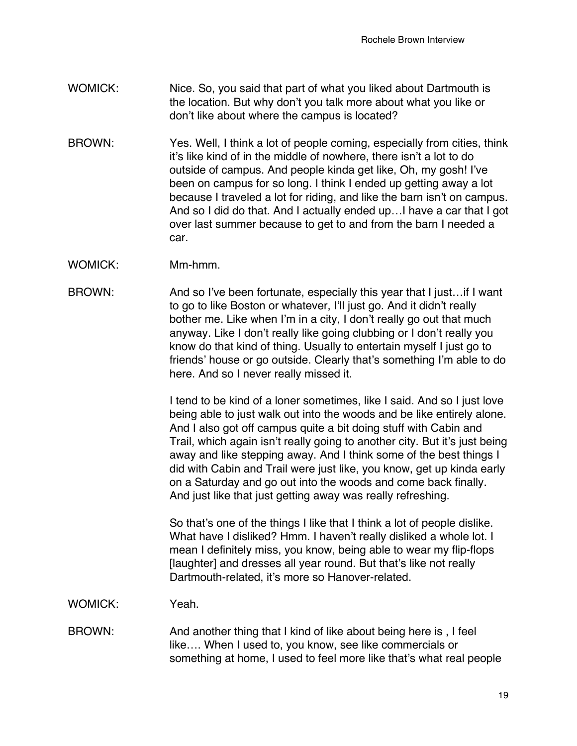WOMICK: Nice. So, you said that part of what you liked about Dartmouth is the location. But why don't you talk more about what you like or don't like about where the campus is located?

BROWN: Yes. Well, I think a lot of people coming, especially from cities, think it's like kind of in the middle of nowhere, there isn't a lot to do outside of campus. And people kinda get like, Oh, my gosh! I've been on campus for so long. I think I ended up getting away a lot because I traveled a lot for riding, and like the barn isn't on campus. And so I did do that. And I actually ended up…I have a car that I got over last summer because to get to and from the barn I needed a car.

WOMICK: Mm-hmm.

BROWN: And so I've been fortunate, especially this year that I just…if I want to go to like Boston or whatever, I'll just go. And it didn't really bother me. Like when I'm in a city, I don't really go out that much anyway. Like I don't really like going clubbing or I don't really you know do that kind of thing. Usually to entertain myself I just go to friends' house or go outside. Clearly that's something I'm able to do here. And so I never really missed it.

I tend to be kind of a loner sometimes, like I said. And so I just love being able to just walk out into the woods and be like entirely alone. And I also got off campus quite a bit doing stuff with Cabin and Trail, which again isn't really going to another city. But it's just being away and like stepping away. And I think some of the best things I did with Cabin and Trail were just like, you know, get up kinda early on a Saturday and go out into the woods and come back finally. And just like that just getting away was really refreshing.

So that's one of the things I like that I think a lot of people dislike. What have I disliked? Hmm. I haven't really disliked a whole lot. I mean I definitely miss, you know, being able to wear my flip-flops [laughter] and dresses all year round. But that's like not really Dartmouth-related, it's more so Hanover-related.

WOMICK: Yeah.

BROWN: And another thing that I kind of like about being here is , I feel like…. When I used to, you know, see like commercials or something at home, I used to feel more like that's what real people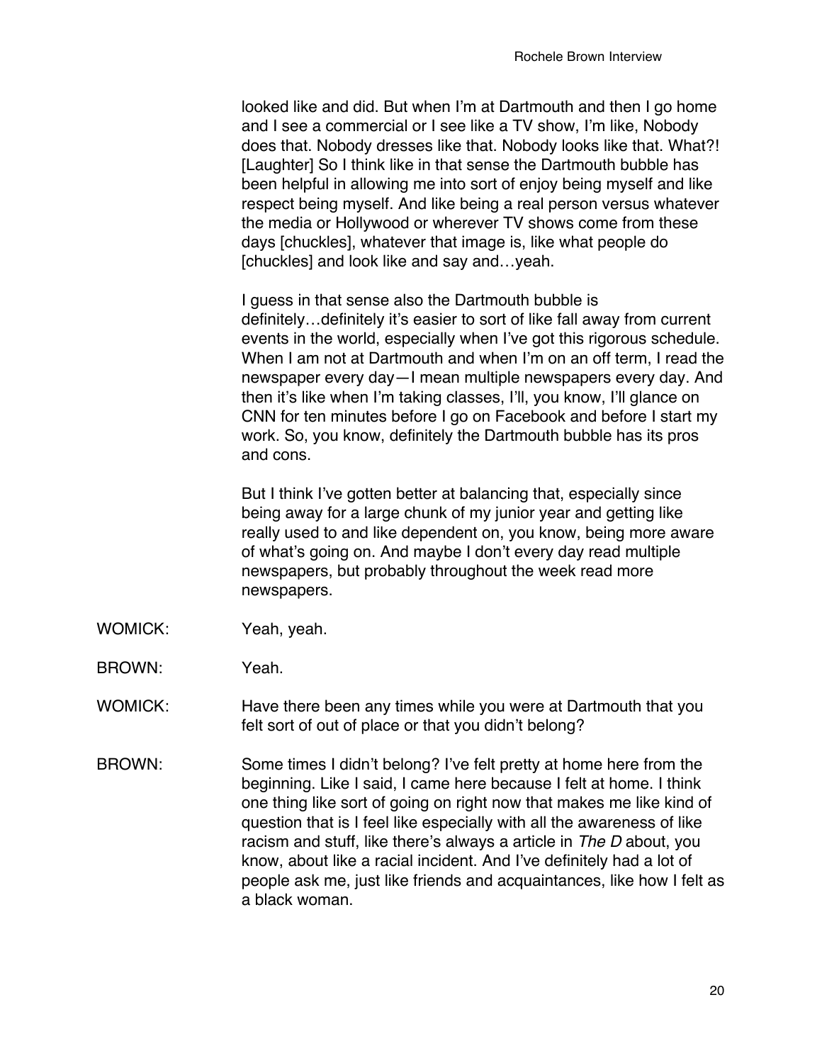looked like and did. But when I'm at Dartmouth and then I go home and I see a commercial or I see like a TV show, I'm like, Nobody does that. Nobody dresses like that. Nobody looks like that. What?! [Laughter] So I think like in that sense the Dartmouth bubble has been helpful in allowing me into sort of enjoy being myself and like respect being myself. And like being a real person versus whatever the media or Hollywood or wherever TV shows come from these days [chuckles], whatever that image is, like what people do [chuckles] and look like and say and…yeah.

I guess in that sense also the Dartmouth bubble is definitely…definitely it's easier to sort of like fall away from current events in the world, especially when I've got this rigorous schedule. When I am not at Dartmouth and when I'm on an off term, I read the newspaper every day—I mean multiple newspapers every day. And then it's like when I'm taking classes, I'll, you know, I'll glance on CNN for ten minutes before I go on Facebook and before I start my work. So, you know, definitely the Dartmouth bubble has its pros and cons.

But I think I've gotten better at balancing that, especially since being away for a large chunk of my junior year and getting like really used to and like dependent on, you know, being more aware of what's going on. And maybe I don't every day read multiple newspapers, but probably throughout the week read more newspapers.

WOMICK: Yeah, yeah.

BROWN: Yeah.

WOMICK: Have there been any times while you were at Dartmouth that you felt sort of out of place or that you didn't belong?

BROWN: Some times I didn't belong? I've felt pretty at home here from the beginning. Like I said, I came here because I felt at home. I think one thing like sort of going on right now that makes me like kind of question that is I feel like especially with all the awareness of like racism and stuff, like there's always a article in *The D* about, you know, about like a racial incident. And I've definitely had a lot of people ask me, just like friends and acquaintances, like how I felt as a black woman.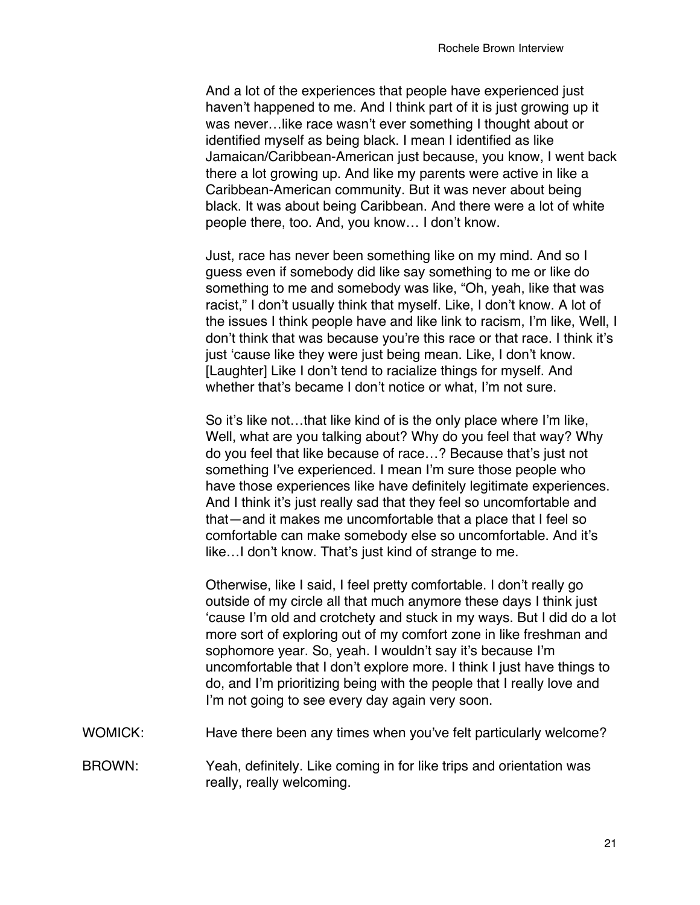And a lot of the experiences that people have experienced just haven't happened to me. And I think part of it is just growing up it was never…like race wasn't ever something I thought about or identified myself as being black. I mean I identified as like Jamaican/Caribbean-American just because, you know, I went back there a lot growing up. And like my parents were active in like a Caribbean-American community. But it was never about being black. It was about being Caribbean. And there were a lot of white people there, too. And, you know… I don't know.

Just, race has never been something like on my mind. And so I guess even if somebody did like say something to me or like do something to me and somebody was like, "Oh, yeah, like that was racist," I don't usually think that myself. Like, I don't know. A lot of the issues I think people have and like link to racism, I'm like, Well, I don't think that was because you're this race or that race. I think it's just 'cause like they were just being mean. Like, I don't know. [Laughter] Like I don't tend to racialize things for myself. And whether that's became I don't notice or what, I'm not sure.

So it's like not…that like kind of is the only place where I'm like, Well, what are you talking about? Why do you feel that way? Why do you feel that like because of race…? Because that's just not something I've experienced. I mean I'm sure those people who have those experiences like have definitely legitimate experiences. And I think it's just really sad that they feel so uncomfortable and that—and it makes me uncomfortable that a place that I feel so comfortable can make somebody else so uncomfortable. And it's like…I don't know. That's just kind of strange to me.

Otherwise, like I said, I feel pretty comfortable. I don't really go outside of my circle all that much anymore these days I think just 'cause I'm old and crotchety and stuck in my ways. But I did do a lot more sort of exploring out of my comfort zone in like freshman and sophomore year. So, yeah. I wouldn't say it's because I'm uncomfortable that I don't explore more. I think I just have things to do, and I'm prioritizing being with the people that I really love and I'm not going to see every day again very soon.

WOMICK: Have there been any times when you've felt particularly welcome?

BROWN: Yeah, definitely. Like coming in for like trips and orientation was really, really welcoming.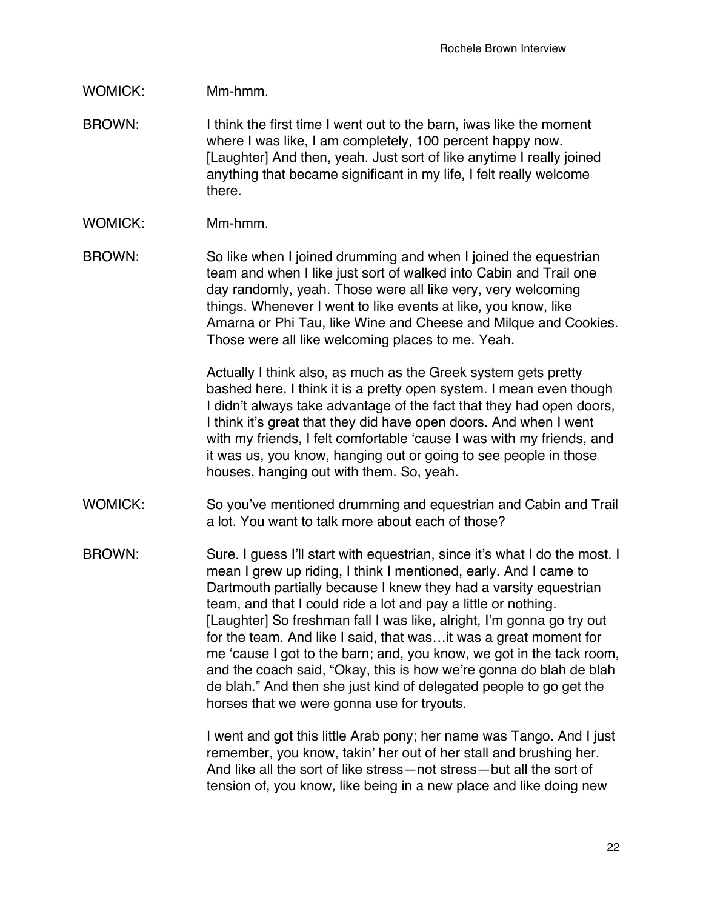WOMICK: Mm-hmm.

BROWN: I think the first time I went out to the barn, iwas like the moment where I was like, I am completely, 100 percent happy now. [Laughter] And then, yeah. Just sort of like anytime I really joined anything that became significant in my life, I felt really welcome there.

WOMICK: Mm-hmm.

BROWN: So like when I joined drumming and when I joined the equestrian team and when I like just sort of walked into Cabin and Trail one day randomly, yeah. Those were all like very, very welcoming things. Whenever I went to like events at like, you know, like Amarna or Phi Tau, like Wine and Cheese and Milque and Cookies. Those were all like welcoming places to me. Yeah.

Actually I think also, as much as the Greek system gets pretty bashed here, I think it is a pretty open system. I mean even though I didn't always take advantage of the fact that they had open doors, I think it's great that they did have open doors. And when I went with my friends, I felt comfortable 'cause I was with my friends, and it was us, you know, hanging out or going to see people in those houses, hanging out with them. So, yeah.

WOMICK: So you've mentioned drumming and equestrian and Cabin and Trail a lot. You want to talk more about each of those?

BROWN: Sure. I guess I'll start with equestrian, since it's what I do the most. I mean I grew up riding, I think I mentioned, early. And I came to Dartmouth partially because I knew they had a varsity equestrian team, and that I could ride a lot and pay a little or nothing. [Laughter] So freshman fall I was like, alright, I'm gonna go try out for the team. And like I said, that was…it was a great moment for me 'cause I got to the barn; and, you know, we got in the tack room, and the coach said, "Okay, this is how we're gonna do blah de blah de blah." And then she just kind of delegated people to go get the horses that we were gonna use for tryouts.

I went and got this little Arab pony; her name was Tango. And I just remember, you know, takin' her out of her stall and brushing her. And like all the sort of like stress—not stress—but all the sort of tension of, you know, like being in a new place and like doing new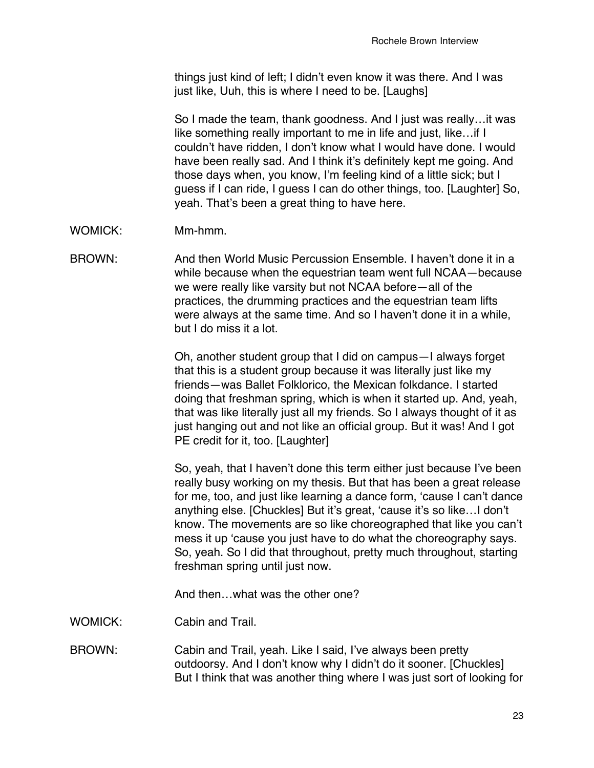things just kind of left; I didn't even know it was there. And I was just like, Uuh, this is where I need to be. [Laughs]

So I made the team, thank goodness. And I just was really…it was like something really important to me in life and just, like…if I couldn't have ridden, I don't know what I would have done. I would have been really sad. And I think it's definitely kept me going. And those days when, you know, I'm feeling kind of a little sick; but I guess if I can ride, I guess I can do other things, too. [Laughter] So, yeah. That's been a great thing to have here.

WOMICK: Mm-hmm.

BROWN: And then World Music Percussion Ensemble. I haven't done it in a while because when the equestrian team went full NCAA—because we were really like varsity but not NCAA before—all of the practices, the drumming practices and the equestrian team lifts were always at the same time. And so I haven't done it in a while, but I do miss it a lot.

Oh, another student group that I did on campus—I always forget that this is a student group because it was literally just like my friends—was Ballet Folklorico, the Mexican folkdance. I started doing that freshman spring, which is when it started up. And, yeah, that was like literally just all my friends. So I always thought of it as just hanging out and not like an official group. But it was! And I got PE credit for it, too. [Laughter]

So, yeah, that I haven't done this term either just because I've been really busy working on my thesis. But that has been a great release for me, too, and just like learning a dance form, 'cause I can't dance anything else. [Chuckles] But it's great, 'cause it's so like…I don't know. The movements are so like choreographed that like you can't mess it up 'cause you just have to do what the choreography says. So, yeah. So I did that throughout, pretty much throughout, starting freshman spring until just now.

And then…what was the other one?

WOMICK: Cabin and Trail.

BROWN: Cabin and Trail, yeah. Like I said, I've always been pretty outdoorsy. And I don't know why I didn't do it sooner. [Chuckles] But I think that was another thing where I was just sort of looking for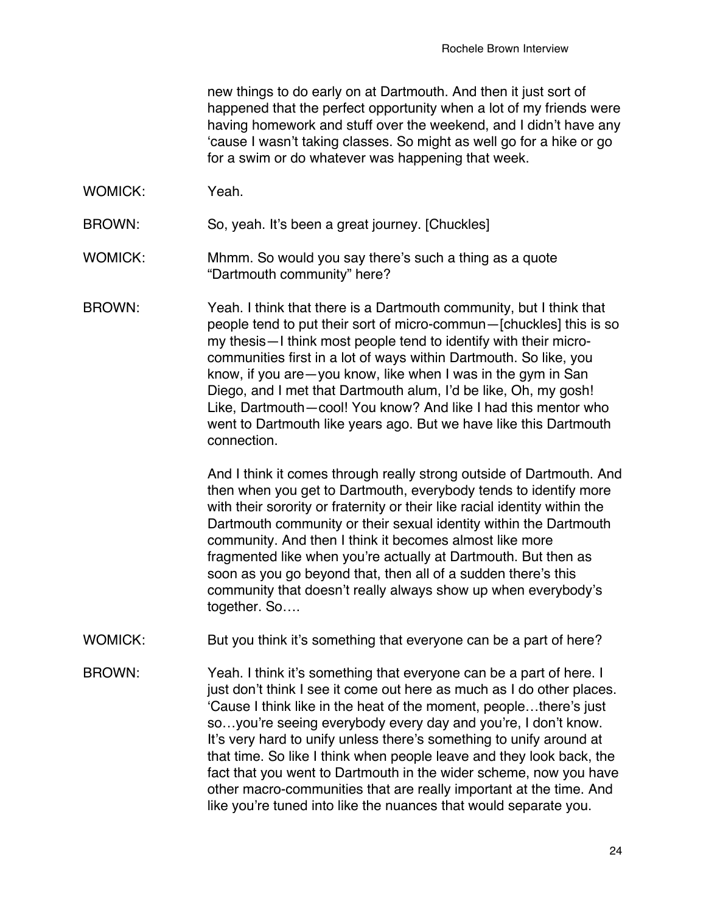new things to do early on at Dartmouth. And then it just sort of happened that the perfect opportunity when a lot of my friends were having homework and stuff over the weekend, and I didn't have any 'cause I wasn't taking classes. So might as well go for a hike or go for a swim or do whatever was happening that week.

WOMICK: Yeah.

BROWN: So, yeah. It's been a great journey. [Chuckles]

WOMICK: Mhmm. So would you say there's such a thing as a quote "Dartmouth community" here?

BROWN: Yeah. I think that there is a Dartmouth community, but I think that people tend to put their sort of micro-commun—[chuckles] this is so my thesis—I think most people tend to identify with their micro-communities first in a lot of ways within Dartmouth. So like, you know, if you are—you know, like when I was in the gym in San Diego, and I met that Dartmouth alum, I'd be like, Oh, my gosh! Like, Dartmouth—cool! You know? And like I had this mentor who went to Dartmouth like years ago. But we have like this Dartmouth connection.

And I think it comes through really strong outside of Dartmouth. And then when you get to Dartmouth, everybody tends to identify more with their sorority or fraternity or their like racial identity within the Dartmouth community or their sexual identity within the Dartmouth community. And then I think it becomes almost like more fragmented like when you're actually at Dartmouth. But then as soon as you go beyond that, then all of a sudden there's this community that doesn't really always show up when everybody's together. So….

WOMICK: But you think it's something that everyone can be a part of here?

BROWN: Yeah. I think it's something that everyone can be a part of here. I just don't think I see it come out here as much as I do other places. 'Cause I think like in the heat of the moment, people…there's just so…you're seeing everybody every day and you're, I don't know. It's very hard to unify unless there's something to unify around at that time. So like I think when people leave and they look back, the fact that you went to Dartmouth in the wider scheme, now you have other macro-communities that are really important at the time. And like you're tuned into like the nuances that would separate you.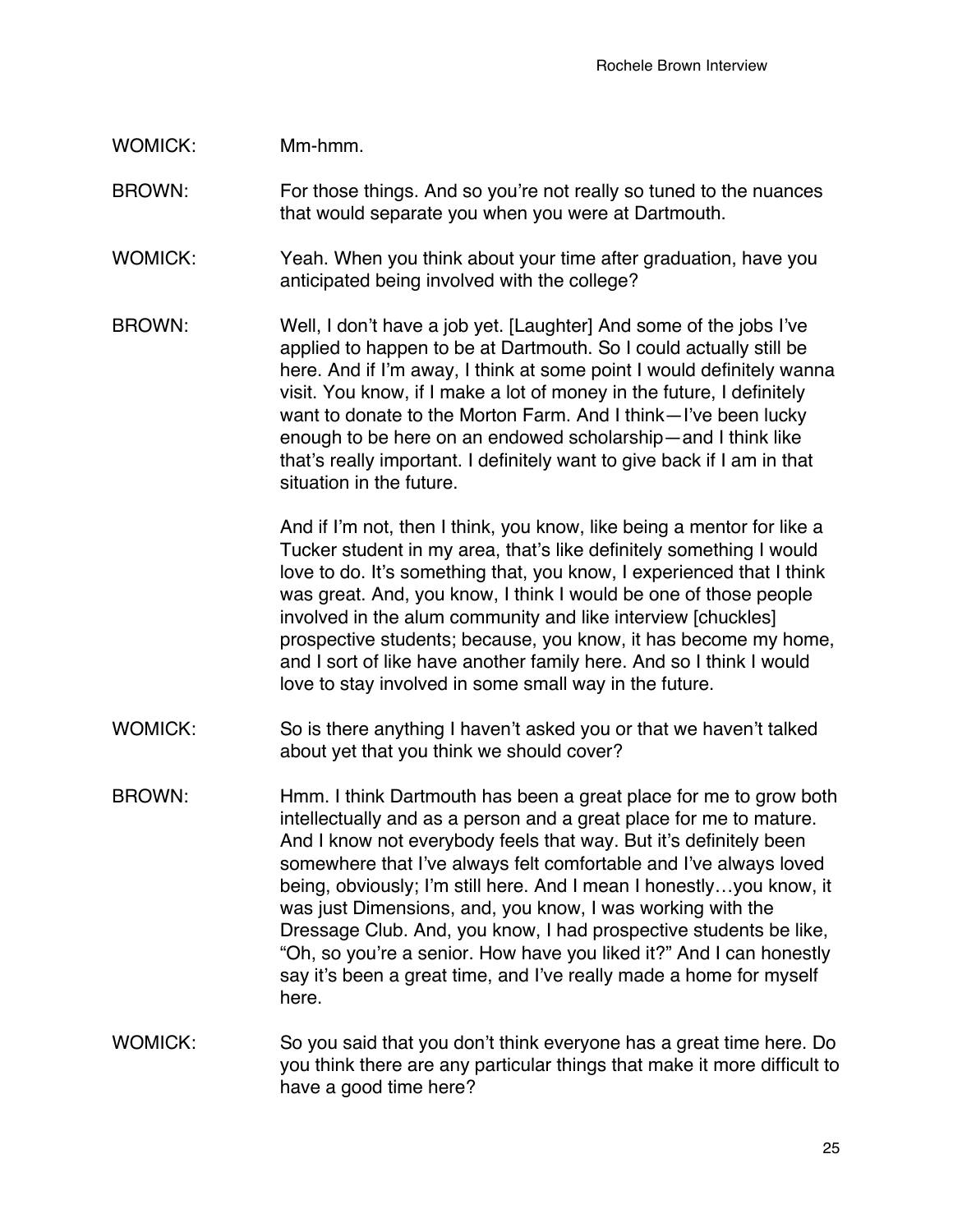WOMICK: Mm-hmm.

BROWN: For those things. And so you're not really so tuned to the nuances that would separate you when you were at Dartmouth.

WOMICK: Yeah. When you think about your time after graduation, have you anticipated being involved with the college?

BROWN: Well, I don't have a job yet. [Laughter] And some of the jobs I've applied to happen to be at Dartmouth. So I could actually still be here. And if I'm away, I think at some point I would definitely wanna visit. You know, if I make a lot of money in the future, I definitely want to donate to the Morton Farm. And I think—I've been lucky enough to be here on an endowed scholarship—and I think like that's really important. I definitely want to give back if I am in that situation in the future.

And if I'm not, then I think, you know, like being a mentor for like a Tucker student in my area, that's like definitely something I would love to do. It's something that, you know, I experienced that I think was great. And, you know, I think I would be one of those people involved in the alum community and like interview [chuckles] prospective students; because, you know, it has become my home, and I sort of like have another family here. And so I think I would love to stay involved in some small way in the future.

WOMICK: So is there anything I haven't asked you or that we haven't talked about yet that you think we should cover?

BROWN: Hmm. I think Dartmouth has been a great place for me to grow both intellectually and as a person and a great place for me to mature. And I know not everybody feels that way. But it's definitely been somewhere that I've always felt comfortable and I've always loved being, obviously; I'm still here. And I mean I honestly…you know, it was just Dimensions, and, you know, I was working with the Dressage Club. And, you know, I had prospective students be like, "Oh, so you're a senior. How have you liked it?" And I can honestly say it's been a great time, and I've really made a home for myself here.

WOMICK: So you said that you don't think everyone has a great time here. Do you think there are any particular things that make it more difficult to have a good time here?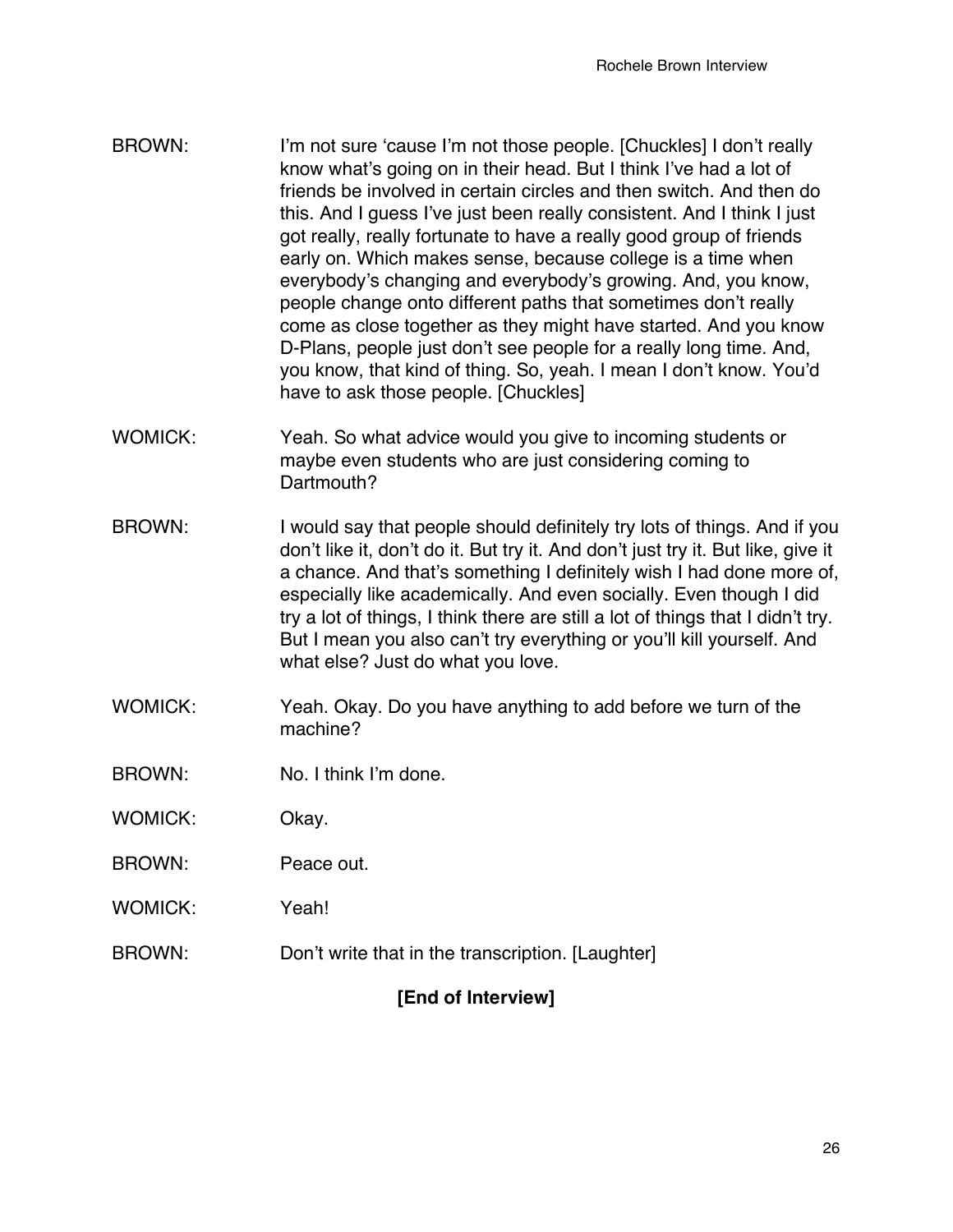BROWN: I'm not sure 'cause I'm not those people. [Chuckles] I don't really know what's going on in their head. But I think I've had a lot of friends be involved in certain circles and then switch. And then do this. And I guess I've just been really consistent. And I think I just got really, really fortunate to have a really good group of friends early on. Which makes sense, because college is a time when everybody's changing and everybody's growing. And, you know, people change onto different paths that sometimes don't really come as close together as they might have started. And you know D-Plans, people just don't see people for a really long time. And, you know, that kind of thing. So, yeah. I mean I don't know. You'd have to ask those people. [Chuckles]

WOMICK: Yeah. So what advice would you give to incoming students or maybe even students who are just considering coming to Dartmouth?

BROWN: I would say that people should definitely try lots of things. And if you don't like it, don't do it. But try it. And don't just try it. But like, give it a chance. And that's something I definitely wish I had done more of, especially like academically. And even socially. Even though I did try a lot of things, I think there are still a lot of things that I didn't try. But I mean you also can't try everything or you'll kill yourself. And what else? Just do what you love.

WOMICK: Yeah. Okay. Do you have anything to add before we turn of the machine?

BROWN: No. I think I'm done.

WOMICK: Okay.

BROWN: Peace out.

WOMICK: Yeah!

BROWN: Don't write that in the transcription. [Laughter]

**[End of Interview]**